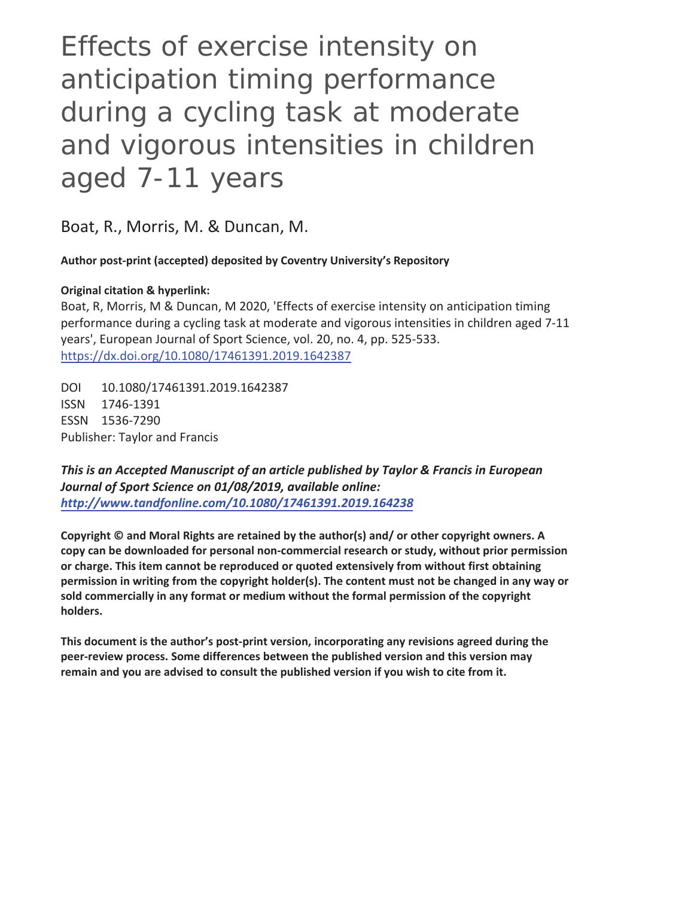# Effects of exercise intensity on anticipation timing performance during a cycling task at moderate and vigorous intensities in children aged 7-11 years

Boat, R., Morris, M. & Duncan, M.

**Author post-print (accepted) deposited by Coventry University's Repository**

**Original citation & hyperlink:**

Boat, R, Morris, M & Duncan, M 2020, 'Effects of exercise intensity on anticipation timing performance during a cycling task at moderate and vigorous intensities in children aged 7-11 years', European Journal of Sport Science, vol. 20, no. 4, pp. 525-533.
https://dx.doi.org/10.1080/17461391.2019.1642387

DOI 10.1080/17461391.2019.1642387
ISSN 1746-1391
ESSN 1536-7290
Publisher: Taylor and Francis

***This is an Accepted Manuscript of an article published by Taylor & Francis in European Journal of Sport Science on 01/08/2019, available online: http://www.tandfonline.com/10.1080/17461391.2019.164238***

**Copyright © and Moral Rights are retained by the author(s) and/ or other copyright owners. A copy can be downloaded for personal non-commercial research or study, without prior permission or charge. This item cannot be reproduced or quoted extensively from without first obtaining permission in writing from the copyright holder(s). The content must not be changed in any way or sold commercially in any format or medium without the formal permission of the copyright holders.**

**This document is the author's post-print version, incorporating any revisions agreed during the peer-review process. Some differences between the published version and this version may remain and you are advised to consult the published version if you wish to cite from it.**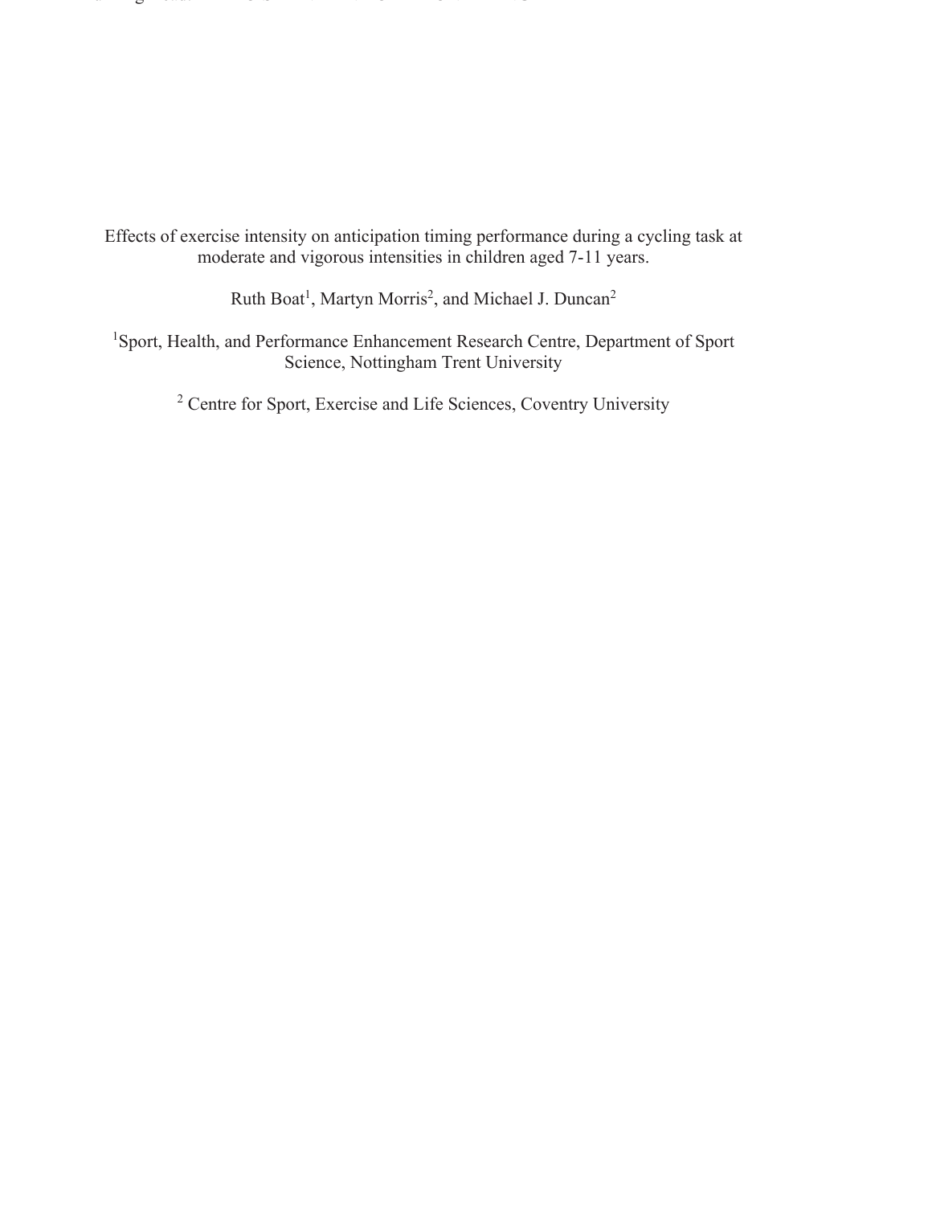# Effects of exercise intensity on anticipation timing performance during a cycling task at moderate and vigorous intensities in children aged 7-11 years.

Ruth Boat[1], Martyn Morris[2], and Michael J. Duncan[2]

[1]Sport, Health, and Performance Enhancement Research Centre, Department of Sport Science, Nottingham Trent University

[2] Centre for Sport, Exercise and Life Sciences, Coventry University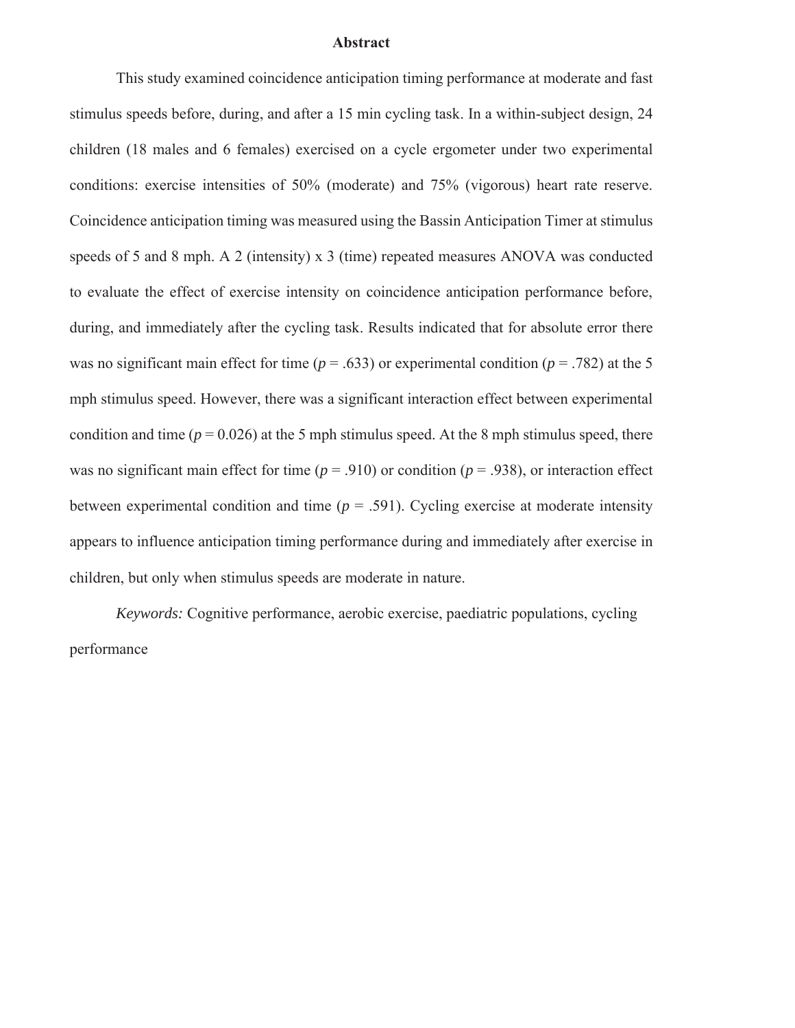# Abstract

This study examined coincidence anticipation timing performance at moderate and fast stimulus speeds before, during, and after a 15 min cycling task. In a within-subject design, 24 children (18 males and 6 females) exercised on a cycle ergometer under two experimental conditions: exercise intensities of 50% (moderate) and 75% (vigorous) heart rate reserve. Coincidence anticipation timing was measured using the Bassin Anticipation Timer at stimulus speeds of 5 and 8 mph. A 2 (intensity) x 3 (time) repeated measures ANOVA was conducted to evaluate the effect of exercise intensity on coincidence anticipation performance before, during, and immediately after the cycling task. Results indicated that for absolute error there was no significant main effect for time ($p = .633$) or experimental condition ($p = .782$) at the 5 mph stimulus speed. However, there was a significant interaction effect between experimental condition and time ($p = 0.026$) at the 5 mph stimulus speed. At the 8 mph stimulus speed, there was no significant main effect for time ($p = .910$) or condition ($p = .938$), or interaction effect between experimental condition and time ($p = .591$). Cycling exercise at moderate intensity appears to influence anticipation timing performance during and immediately after exercise in children, but only when stimulus speeds are moderate in nature.

*Keywords:* Cognitive performance, aerobic exercise, paediatric populations, cycling performance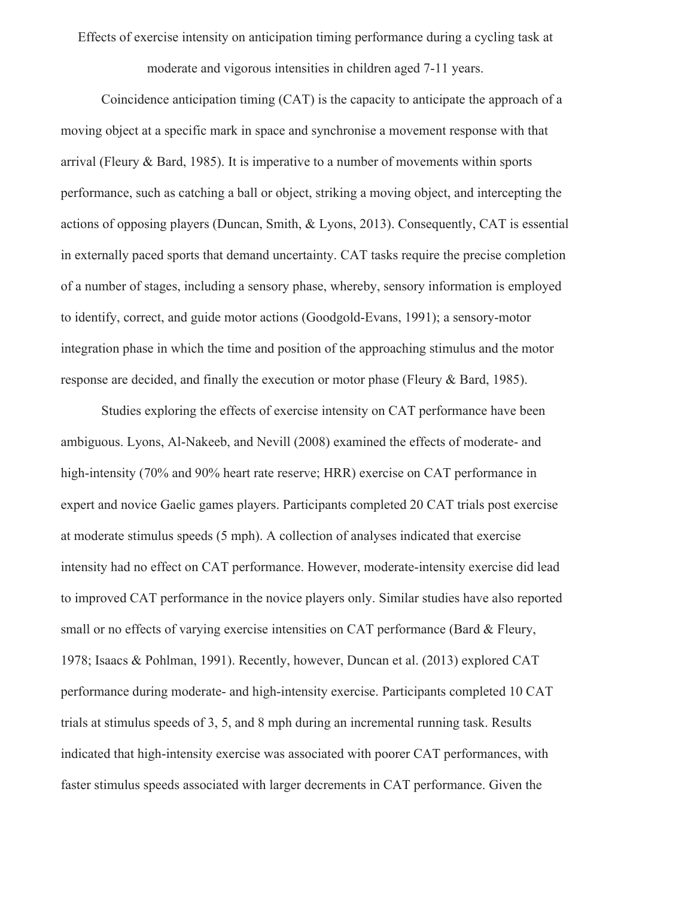Effects of exercise intensity on anticipation timing performance during a cycling task at moderate and vigorous intensities in children aged 7-11 years.

Coincidence anticipation timing (CAT) is the capacity to anticipate the approach of a moving object at a specific mark in space and synchronise a movement response with that arrival (Fleury & Bard, 1985). It is imperative to a number of movements within sports performance, such as catching a ball or object, striking a moving object, and intercepting the actions of opposing players (Duncan, Smith, & Lyons, 2013). Consequently, CAT is essential in externally paced sports that demand uncertainty. CAT tasks require the precise completion of a number of stages, including a sensory phase, whereby, sensory information is employed to identify, correct, and guide motor actions (Goodgold-Evans, 1991); a sensory-motor integration phase in which the time and position of the approaching stimulus and the motor response are decided, and finally the execution or motor phase (Fleury & Bard, 1985).

Studies exploring the effects of exercise intensity on CAT performance have been ambiguous. Lyons, Al-Nakeeb, and Nevill (2008) examined the effects of moderate- and high-intensity (70% and 90% heart rate reserve; HRR) exercise on CAT performance in expert and novice Gaelic games players. Participants completed 20 CAT trials post exercise at moderate stimulus speeds (5 mph). A collection of analyses indicated that exercise intensity had no effect on CAT performance. However, moderate-intensity exercise did lead to improved CAT performance in the novice players only. Similar studies have also reported small or no effects of varying exercise intensities on CAT performance (Bard & Fleury, 1978; Isaacs & Pohlman, 1991). Recently, however, Duncan et al. (2013) explored CAT performance during moderate- and high-intensity exercise. Participants completed 10 CAT trials at stimulus speeds of 3, 5, and 8 mph during an incremental running task. Results indicated that high-intensity exercise was associated with poorer CAT performances, with faster stimulus speeds associated with larger decrements in CAT performance. Given the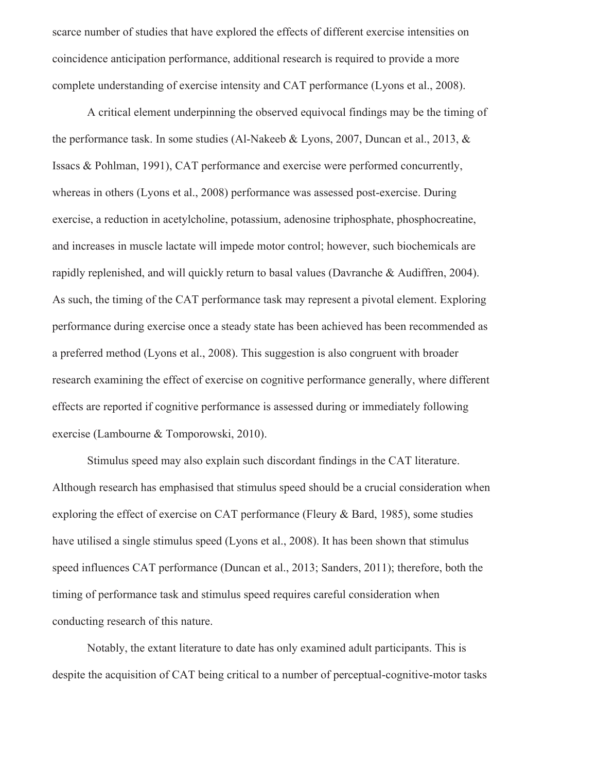scarce number of studies that have explored the effects of different exercise intensities on coincidence anticipation performance, additional research is required to provide a more complete understanding of exercise intensity and CAT performance (Lyons et al., 2008).

A critical element underpinning the observed equivocal findings may be the timing of the performance task. In some studies (Al-Nakeeb & Lyons, 2007, Duncan et al., 2013, & Issacs & Pohlman, 1991), CAT performance and exercise were performed concurrently, whereas in others (Lyons et al., 2008) performance was assessed post-exercise. During exercise, a reduction in acetylcholine, potassium, adenosine triphosphate, phosphocreatine, and increases in muscle lactate will impede motor control; however, such biochemicals are rapidly replenished, and will quickly return to basal values (Davranche & Audiffren, 2004). As such, the timing of the CAT performance task may represent a pivotal element. Exploring performance during exercise once a steady state has been achieved has been recommended as a preferred method (Lyons et al., 2008). This suggestion is also congruent with broader research examining the effect of exercise on cognitive performance generally, where different effects are reported if cognitive performance is assessed during or immediately following exercise (Lambourne & Tomporowski, 2010).

Stimulus speed may also explain such discordant findings in the CAT literature. Although research has emphasised that stimulus speed should be a crucial consideration when exploring the effect of exercise on CAT performance (Fleury & Bard, 1985), some studies have utilised a single stimulus speed (Lyons et al., 2008). It has been shown that stimulus speed influences CAT performance (Duncan et al., 2013; Sanders, 2011); therefore, both the timing of performance task and stimulus speed requires careful consideration when conducting research of this nature.

Notably, the extant literature to date has only examined adult participants. This is despite the acquisition of CAT being critical to a number of perceptual-cognitive-motor tasks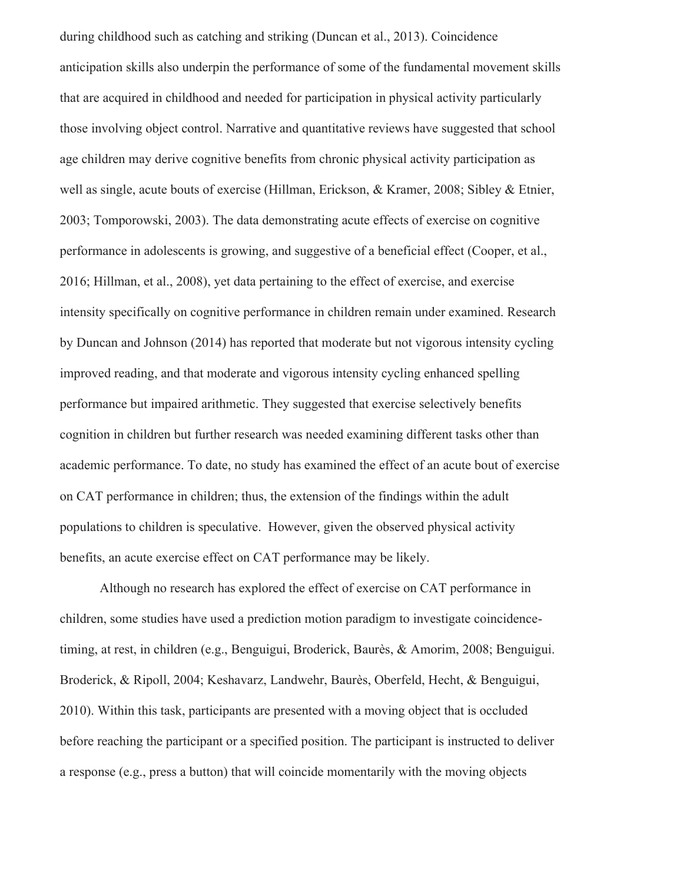during childhood such as catching and striking (Duncan et al., 2013). Coincidence anticipation skills also underpin the performance of some of the fundamental movement skills that are acquired in childhood and needed for participation in physical activity particularly those involving object control. Narrative and quantitative reviews have suggested that school age children may derive cognitive benefits from chronic physical activity participation as well as single, acute bouts of exercise (Hillman, Erickson, & Kramer, 2008; Sibley & Etnier, 2003; Tomporowski, 2003). The data demonstrating acute effects of exercise on cognitive performance in adolescents is growing, and suggestive of a beneficial effect (Cooper, et al., 2016; Hillman, et al., 2008), yet data pertaining to the effect of exercise, and exercise intensity specifically on cognitive performance in children remain under examined. Research by Duncan and Johnson (2014) has reported that moderate but not vigorous intensity cycling improved reading, and that moderate and vigorous intensity cycling enhanced spelling performance but impaired arithmetic. They suggested that exercise selectively benefits cognition in children but further research was needed examining different tasks other than academic performance. To date, no study has examined the effect of an acute bout of exercise on CAT performance in children; thus, the extension of the findings within the adult populations to children is speculative. However, given the observed physical activity benefits, an acute exercise effect on CAT performance may be likely.

Although no research has explored the effect of exercise on CAT performance in children, some studies have used a prediction motion paradigm to investigate coincidence-timing, at rest, in children (e.g., Benguigui, Broderick, Baurès, & Amorim, 2008; Benguigui. Broderick, & Ripoll, 2004; Keshavarz, Landwehr, Baurès, Oberfeld, Hecht, & Benguigui, 2010). Within this task, participants are presented with a moving object that is occluded before reaching the participant or a specified position. The participant is instructed to deliver a response (e.g., press a button) that will coincide momentarily with the moving objects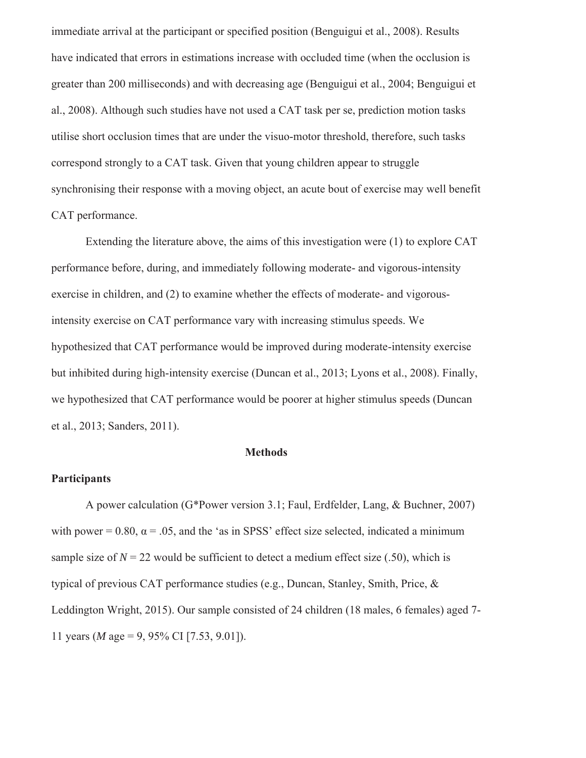immediate arrival at the participant or specified position (Benguigui et al., 2008). Results have indicated that errors in estimations increase with occluded time (when the occlusion is greater than 200 milliseconds) and with decreasing age (Benguigui et al., 2004; Benguigui et al., 2008). Although such studies have not used a CAT task per se, prediction motion tasks utilise short occlusion times that are under the visuo-motor threshold, therefore, such tasks correspond strongly to a CAT task. Given that young children appear to struggle synchronising their response with a moving object, an acute bout of exercise may well benefit CAT performance.

Extending the literature above, the aims of this investigation were (1) to explore CAT performance before, during, and immediately following moderate- and vigorous-intensity exercise in children, and (2) to examine whether the effects of moderate- and vigorous-intensity exercise on CAT performance vary with increasing stimulus speeds. We hypothesized that CAT performance would be improved during moderate-intensity exercise but inhibited during high-intensity exercise (Duncan et al., 2013; Lyons et al., 2008). Finally, we hypothesized that CAT performance would be poorer at higher stimulus speeds (Duncan et al., 2013; Sanders, 2011).

## Methods

### Participants

A power calculation (G*Power version 3.1; Faul, Erdfelder, Lang, & Buchner, 2007) with power = 0.80, $\alpha = .05$, and the 'as in SPSS' effect size selected, indicated a minimum sample size of $N = 22$ would be sufficient to detect a medium effect size (.50), which is typical of previous CAT performance studies (e.g., Duncan, Stanley, Smith, Price, & Leddington Wright, 2015). Our sample consisted of 24 children (18 males, 6 females) aged 7-11 years (*M* age = 9, 95% CI [7.53, 9.01]).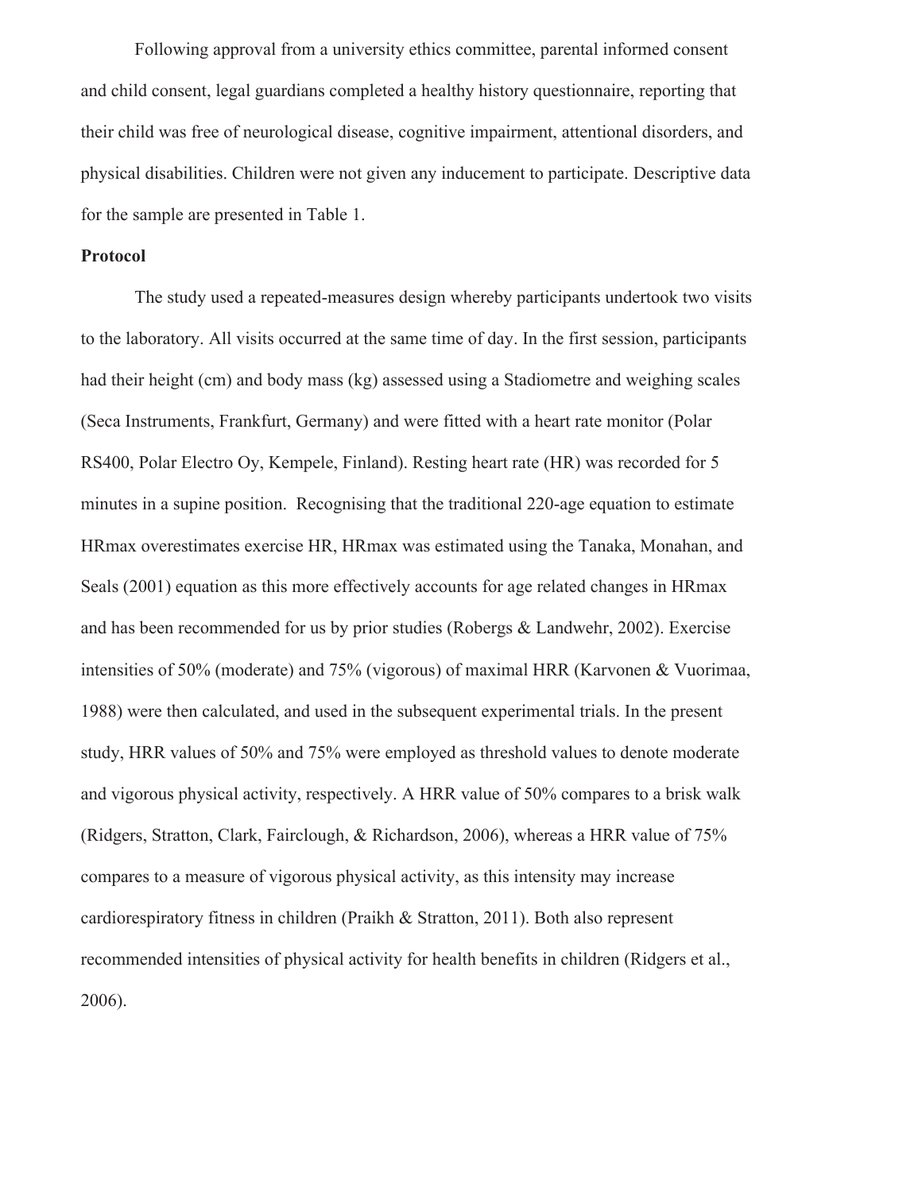Following approval from a university ethics committee, parental informed consent and child consent, legal guardians completed a healthy history questionnaire, reporting that their child was free of neurological disease, cognitive impairment, attentional disorders, and physical disabilities. Children were not given any inducement to participate. Descriptive data for the sample are presented in Table 1.

**Protocol**

The study used a repeated-measures design whereby participants undertook two visits to the laboratory. All visits occurred at the same time of day. In the first session, participants had their height (cm) and body mass (kg) assessed using a Stadiometre and weighing scales (Seca Instruments, Frankfurt, Germany) and were fitted with a heart rate monitor (Polar RS400, Polar Electro Oy, Kempele, Finland). Resting heart rate (HR) was recorded for 5 minutes in a supine position. Recognising that the traditional 220-age equation to estimate HRmax overestimates exercise HR, HRmax was estimated using the Tanaka, Monahan, and Seals (2001) equation as this more effectively accounts for age related changes in HRmax and has been recommended for us by prior studies (Robergs & Landwehr, 2002). Exercise intensities of 50% (moderate) and 75% (vigorous) of maximal HRR (Karvonen & Vuorimaa, 1988) were then calculated, and used in the subsequent experimental trials. In the present study, HRR values of 50% and 75% were employed as threshold values to denote moderate and vigorous physical activity, respectively. A HRR value of 50% compares to a brisk walk (Ridgers, Stratton, Clark, Fairclough, & Richardson, 2006), whereas a HRR value of 75% compares to a measure of vigorous physical activity, as this intensity may increase cardiorespiratory fitness in children (Praikh & Stratton, 2011). Both also represent recommended intensities of physical activity for health benefits in children (Ridgers et al., 2006).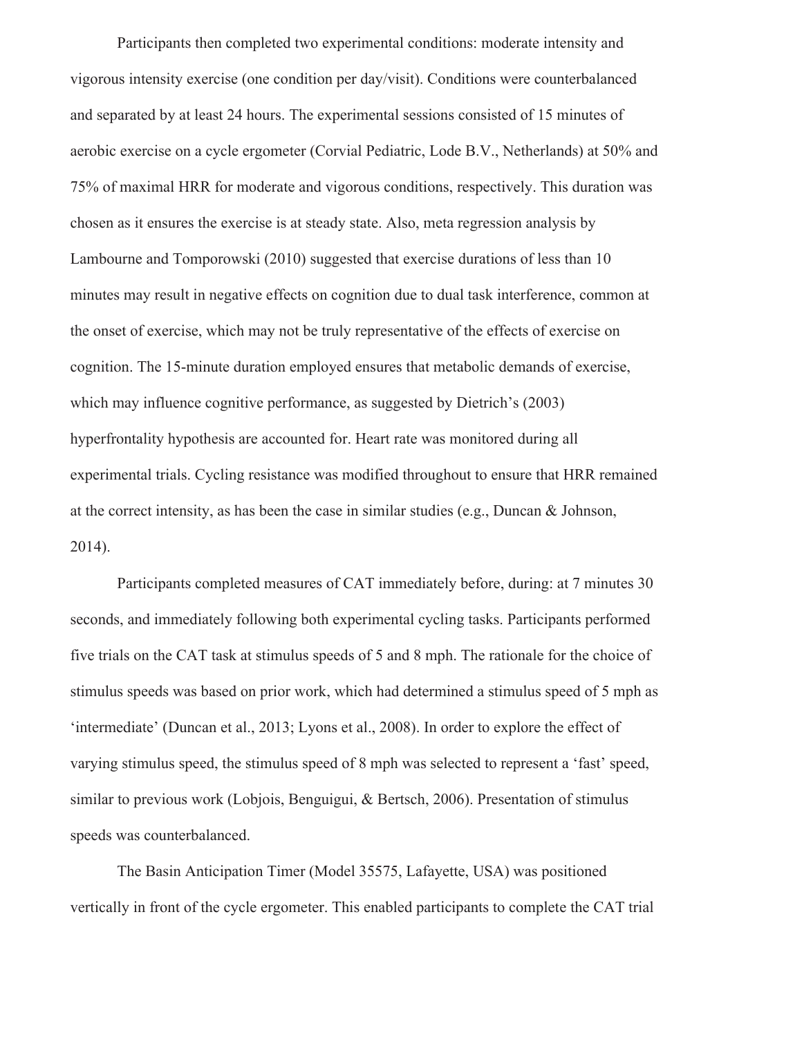Participants then completed two experimental conditions: moderate intensity and vigorous intensity exercise (one condition per day/visit). Conditions were counterbalanced and separated by at least 24 hours. The experimental sessions consisted of 15 minutes of aerobic exercise on a cycle ergometer (Corvial Pediatric, Lode B.V., Netherlands) at 50% and 75% of maximal HRR for moderate and vigorous conditions, respectively. This duration was chosen as it ensures the exercise is at steady state. Also, meta regression analysis by Lambourne and Tomporowski (2010) suggested that exercise durations of less than 10 minutes may result in negative effects on cognition due to dual task interference, common at the onset of exercise, which may not be truly representative of the effects of exercise on cognition. The 15-minute duration employed ensures that metabolic demands of exercise, which may influence cognitive performance, as suggested by Dietrich's (2003) hyperfrontality hypothesis are accounted for. Heart rate was monitored during all experimental trials. Cycling resistance was modified throughout to ensure that HRR remained at the correct intensity, as has been the case in similar studies (e.g., Duncan & Johnson, 2014).

Participants completed measures of CAT immediately before, during: at 7 minutes 30 seconds, and immediately following both experimental cycling tasks. Participants performed five trials on the CAT task at stimulus speeds of 5 and 8 mph. The rationale for the choice of stimulus speeds was based on prior work, which had determined a stimulus speed of 5 mph as 'intermediate' (Duncan et al., 2013; Lyons et al., 2008). In order to explore the effect of varying stimulus speed, the stimulus speed of 8 mph was selected to represent a 'fast' speed, similar to previous work (Lobjois, Benguigui, & Bertsch, 2006). Presentation of stimulus speeds was counterbalanced.

The Basin Anticipation Timer (Model 35575, Lafayette, USA) was positioned vertically in front of the cycle ergometer. This enabled participants to complete the CAT trial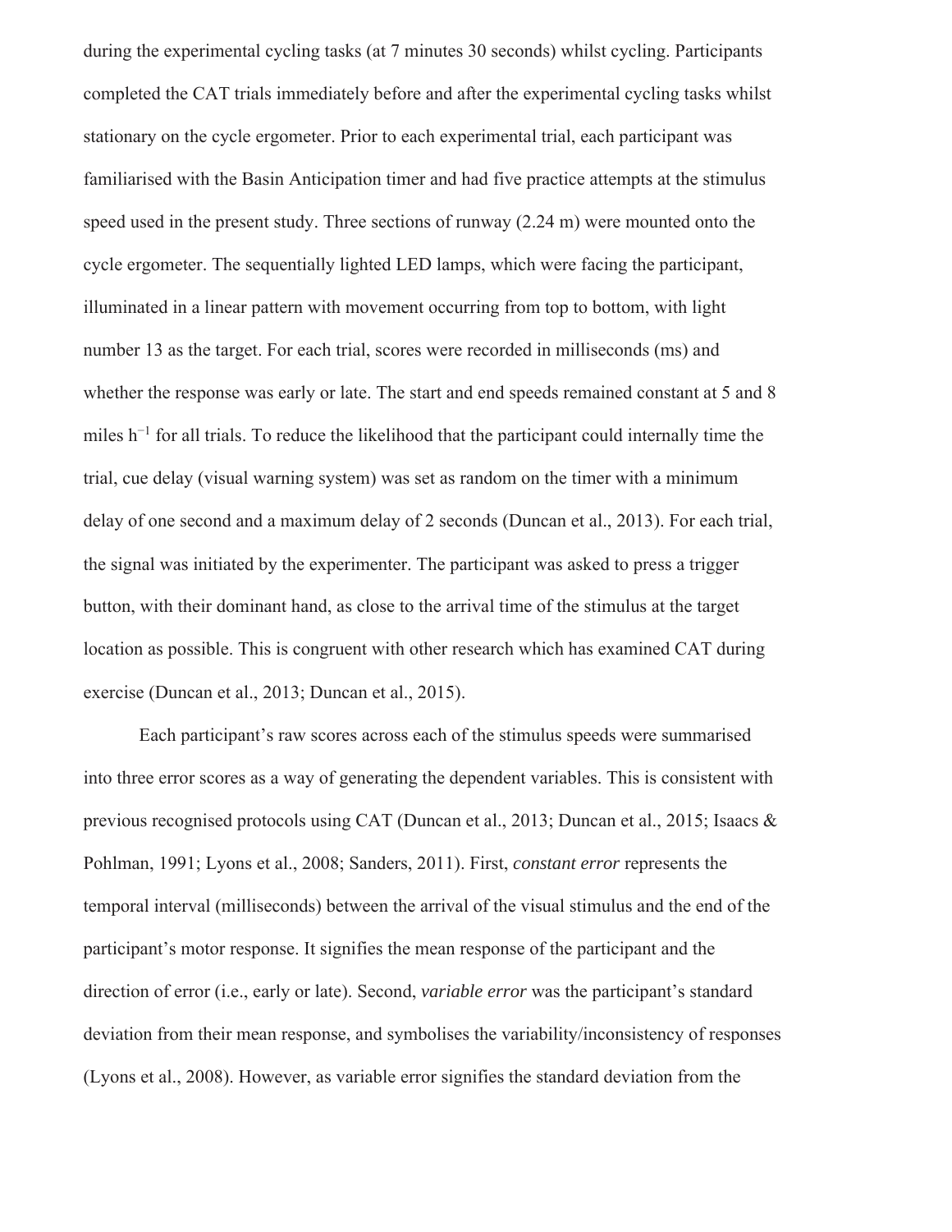during the experimental cycling tasks (at 7 minutes 30 seconds) whilst cycling. Participants completed the CAT trials immediately before and after the experimental cycling tasks whilst stationary on the cycle ergometer. Prior to each experimental trial, each participant was familiarised with the Basin Anticipation timer and had five practice attempts at the stimulus speed used in the present study. Three sections of runway (2.24 m) were mounted onto the cycle ergometer. The sequentially lighted LED lamps, which were facing the participant, illuminated in a linear pattern with movement occurring from top to bottom, with light number 13 as the target. For each trial, scores were recorded in milliseconds (ms) and whether the response was early or late. The start and end speeds remained constant at 5 and 8 miles $h^{-1}$ for all trials. To reduce the likelihood that the participant could internally time the trial, cue delay (visual warning system) was set as random on the timer with a minimum delay of one second and a maximum delay of 2 seconds (Duncan et al., 2013). For each trial, the signal was initiated by the experimenter. The participant was asked to press a trigger button, with their dominant hand, as close to the arrival time of the stimulus at the target location as possible. This is congruent with other research which has examined CAT during exercise (Duncan et al., 2013; Duncan et al., 2015).

Each participant's raw scores across each of the stimulus speeds were summarised into three error scores as a way of generating the dependent variables. This is consistent with previous recognised protocols using CAT (Duncan et al., 2013; Duncan et al., 2015; Isaacs & Pohlman, 1991; Lyons et al., 2008; Sanders, 2011). First, *constant error* represents the temporal interval (milliseconds) between the arrival of the visual stimulus and the end of the participant's motor response. It signifies the mean response of the participant and the direction of error (i.e., early or late). Second, *variable error* was the participant's standard deviation from their mean response, and symbolises the variability/inconsistency of responses (Lyons et al., 2008). However, as variable error signifies the standard deviation from the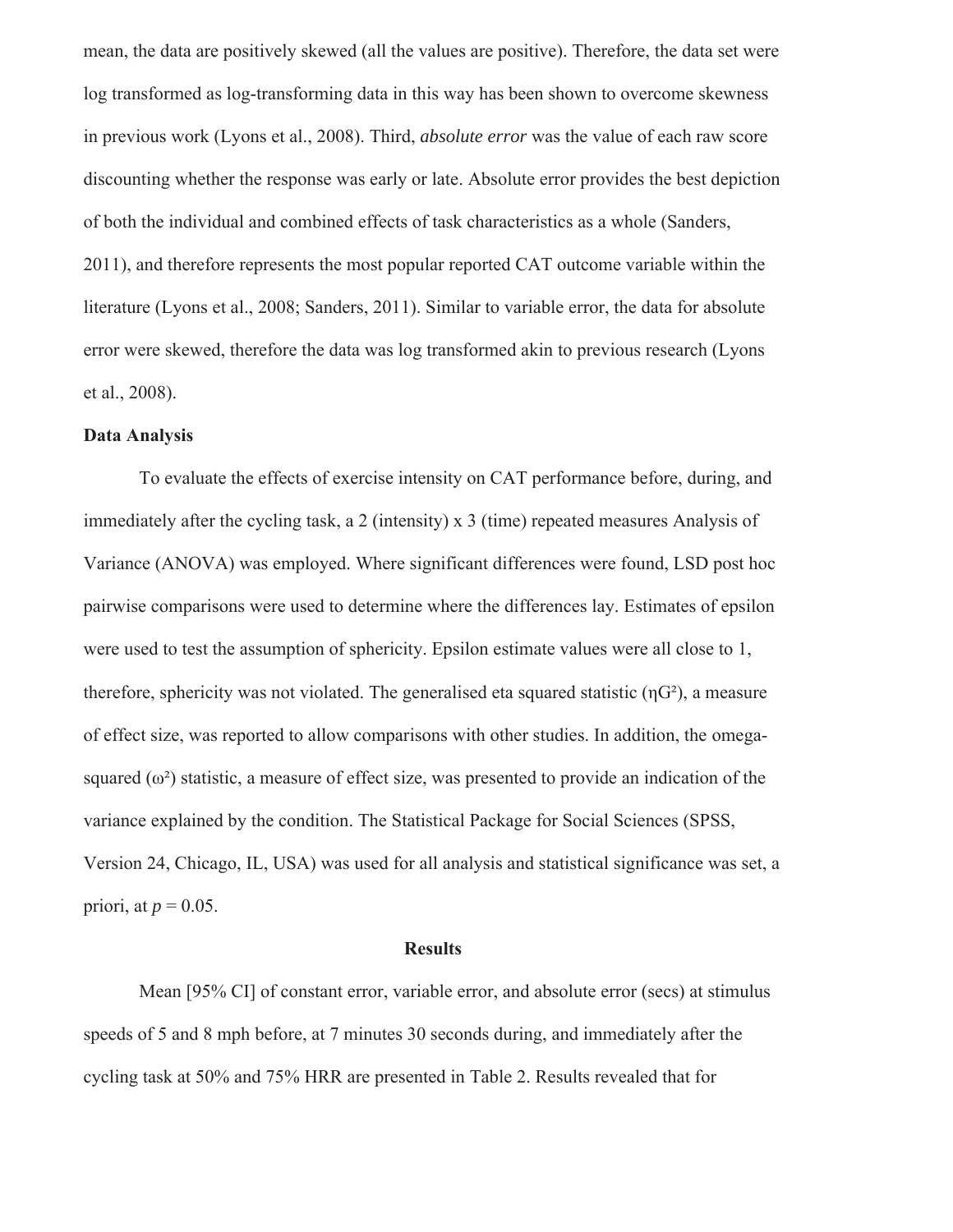mean, the data are positively skewed (all the values are positive). Therefore, the data set were log transformed as log-transforming data in this way has been shown to overcome skewness in previous work (Lyons et al., 2008). Third, *absolute error* was the value of each raw score discounting whether the response was early or late. Absolute error provides the best depiction of both the individual and combined effects of task characteristics as a whole (Sanders, 2011), and therefore represents the most popular reported CAT outcome variable within the literature (Lyons et al., 2008; Sanders, 2011). Similar to variable error, the data for absolute error were skewed, therefore the data was log transformed akin to previous research (Lyons et al., 2008).

**Data Analysis**

To evaluate the effects of exercise intensity on CAT performance before, during, and immediately after the cycling task, a 2 (intensity) x 3 (time) repeated measures Analysis of Variance (ANOVA) was employed. Where significant differences were found, LSD post hoc pairwise comparisons were used to determine where the differences lay. Estimates of epsilon were used to test the assumption of sphericity. Epsilon estimate values were all close to 1, therefore, sphericity was not violated. The generalised eta squared statistic ($\eta G^2$), a measure of effect size, was reported to allow comparisons with other studies. In addition, the omega-squared ($\omega^2$) statistic, a measure of effect size, was presented to provide an indication of the variance explained by the condition. The Statistical Package for Social Sciences (SPSS, Version 24, Chicago, IL, USA) was used for all analysis and statistical significance was set, a priori, at $p = 0.05$.

## Results

Mean [95% CI] of constant error, variable error, and absolute error (secs) at stimulus speeds of 5 and 8 mph before, at 7 minutes 30 seconds during, and immediately after the cycling task at 50% and 75% HRR are presented in Table 2. Results revealed that for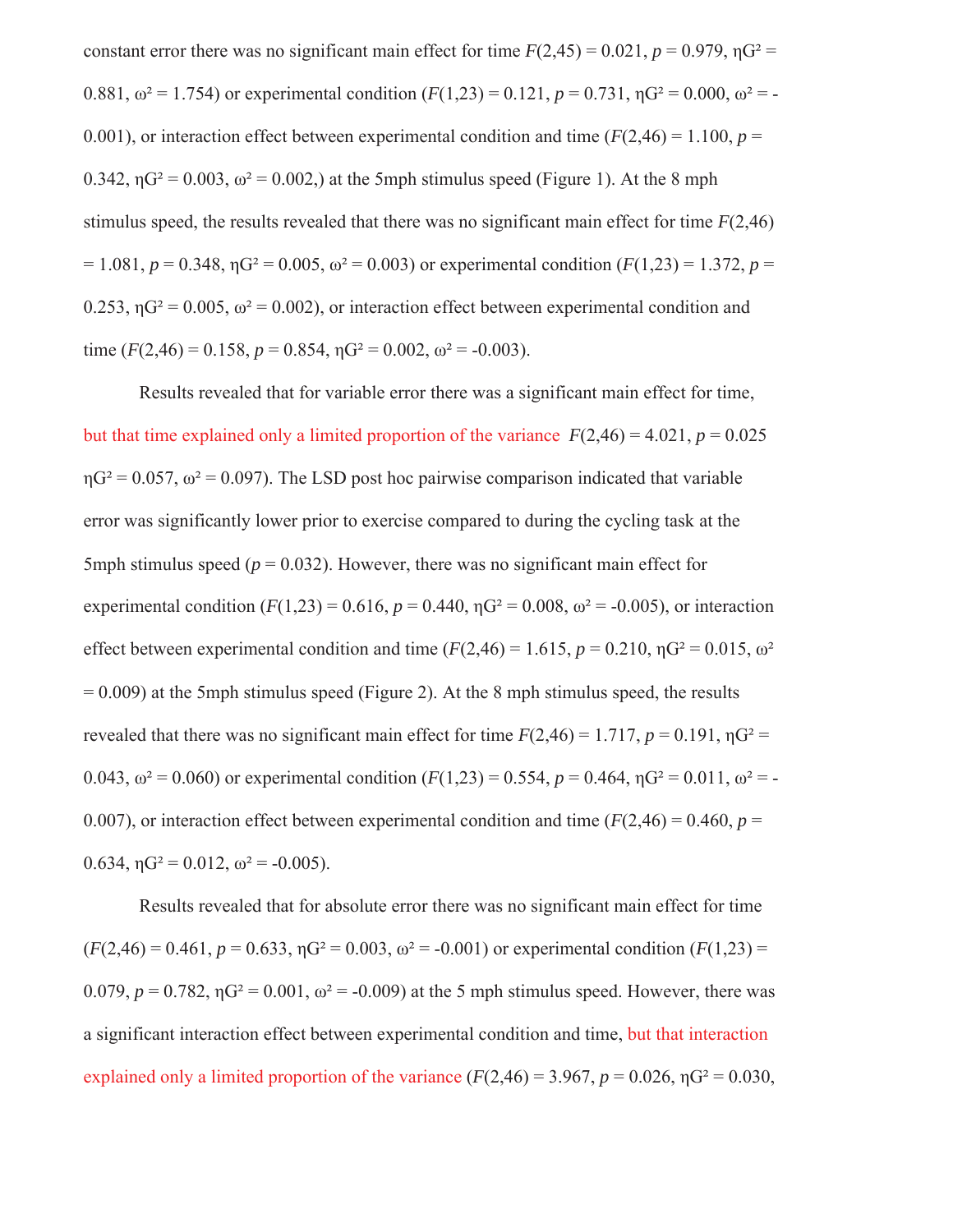constant error there was no significant main effect for time $F(2,45) = 0.021$, $p = 0.979$, $\eta G^2 = 0.881$, $\omega^2 = 1.754$) or experimental condition ($F(1,23) = 0.121$, $p = 0.731$, $\eta G^2 = 0.000$, $\omega^2 = -0.001$), or interaction effect between experimental condition and time ($F(2,46) = 1.100$, $p = 0.342$, $\eta G^2 = 0.003$, $\omega^2 = 0.002$,) at the 5mph stimulus speed (Figure 1). At the 8 mph stimulus speed, the results revealed that there was no significant main effect for time $F(2,46) = 1.081$, $p = 0.348$, $\eta G^2 = 0.005$, $\omega^2 = 0.003$) or experimental condition ($F(1,23) = 1.372$, $p = 0.253$, $\eta G^2 = 0.005$, $\omega^2 = 0.002$), or interaction effect between experimental condition and time ($F(2,46) = 0.158$, $p = 0.854$, $\eta G^2 = 0.002$, $\omega^2 = -0.003$).

Results revealed that for variable error there was a significant main effect for time, but that time explained only a limited proportion of the variance $F(2,46) = 4.021$, $p = 0.025$ $\eta G^2 = 0.057$, $\omega^2 = 0.097$). The LSD post hoc pairwise comparison indicated that variable error was significantly lower prior to exercise compared to during the cycling task at the 5mph stimulus speed ($p = 0.032$). However, there was no significant main effect for experimental condition ($F(1,23) = 0.616$, $p = 0.440$, $\eta G^2 = 0.008$, $\omega^2 = -0.005$), or interaction effect between experimental condition and time ($F(2,46) = 1.615$, $p = 0.210$, $\eta G^2 = 0.015$, $\omega^2 = 0.009$) at the 5mph stimulus speed (Figure 2). At the 8 mph stimulus speed, the results revealed that there was no significant main effect for time $F(2,46) = 1.717$, $p = 0.191$, $\eta G^2 = 0.043$, $\omega^2 = 0.060$) or experimental condition ($F(1,23) = 0.554$, $p = 0.464$, $\eta G^2 = 0.011$, $\omega^2 = -0.007$), or interaction effect between experimental condition and time ($F(2,46) = 0.460$, $p = 0.634$, $\eta G^2 = 0.012$, $\omega^2 = -0.005$).

Results revealed that for absolute error there was no significant main effect for time ($F(2,46) = 0.461$, $p = 0.633$, $\eta G^2 = 0.003$, $\omega^2 = -0.001$) or experimental condition ($F(1,23) = 0.079$, $p = 0.782$, $\eta G^2 = 0.001$, $\omega^2 = -0.009$) at the 5 mph stimulus speed. However, there was a significant interaction effect between experimental condition and time, but that interaction explained only a limited proportion of the variance ($F(2,46) = 3.967$, $p = 0.026$, $\eta G^2 = 0.030$,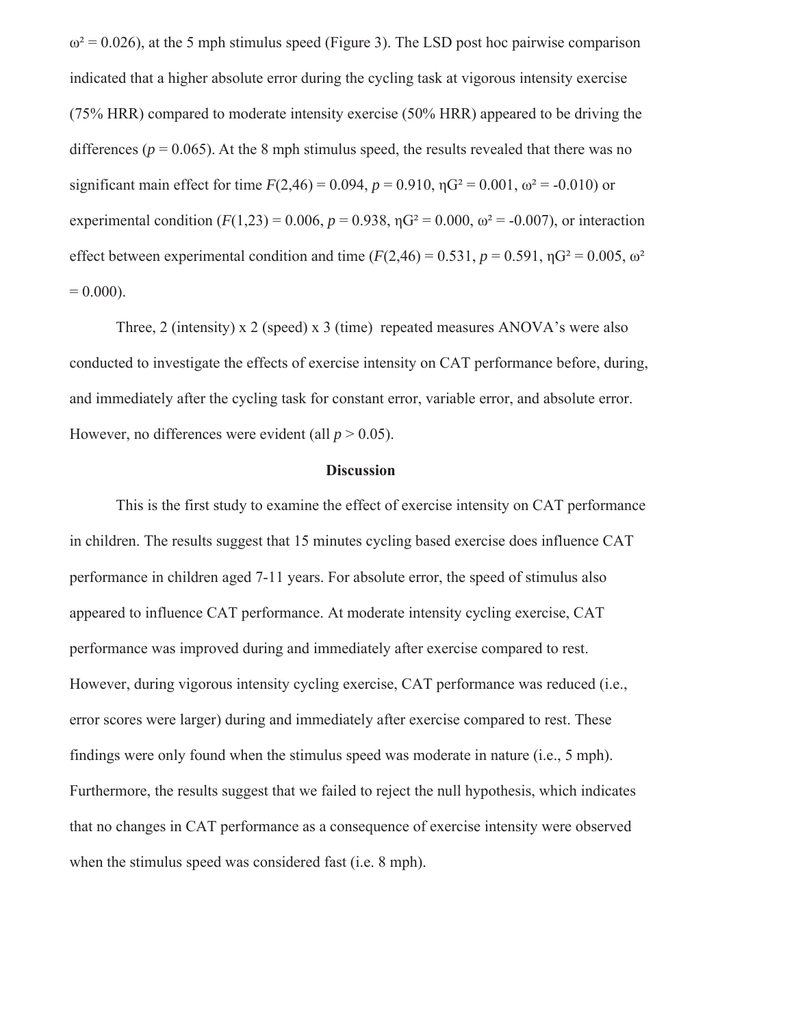$\omega^2 = 0.026$), at the 5 mph stimulus speed (Figure 3). The LSD post hoc pairwise comparison indicated that a higher absolute error during the cycling task at vigorous intensity exercise (75% HRR) compared to moderate intensity exercise (50% HRR) appeared to be driving the differences ($p = 0.065$). At the 8 mph stimulus speed, the results revealed that there was no significant main effect for time $F(2,46) = 0.094$, $p = 0.910$, $\eta G^2 = 0.001$, $\omega^2 = -0.010$) or experimental condition ($F(1,23) = 0.006$, $p = 0.938$, $\eta G^2 = 0.000$, $\omega^2 = -0.007$), or interaction effect between experimental condition and time ($F(2,46) = 0.531$, $p = 0.591$, $\eta G^2 = 0.005$, $\omega^2 = 0.000$).

Three, 2 (intensity) x 2 (speed) x 3 (time) repeated measures ANOVA's were also conducted to investigate the effects of exercise intensity on CAT performance before, during, and immediately after the cycling task for constant error, variable error, and absolute error. However, no differences were evident (all $p > 0.05$).

## Discussion

This is the first study to examine the effect of exercise intensity on CAT performance in children. The results suggest that 15 minutes cycling based exercise does influence CAT performance in children aged 7-11 years. For absolute error, the speed of stimulus also appeared to influence CAT performance. At moderate intensity cycling exercise, CAT performance was improved during and immediately after exercise compared to rest. However, during vigorous intensity cycling exercise, CAT performance was reduced (i.e., error scores were larger) during and immediately after exercise compared to rest. These findings were only found when the stimulus speed was moderate in nature (i.e., 5 mph). Furthermore, the results suggest that we failed to reject the null hypothesis, which indicates that no changes in CAT performance as a consequence of exercise intensity were observed when the stimulus speed was considered fast (i.e. 8 mph).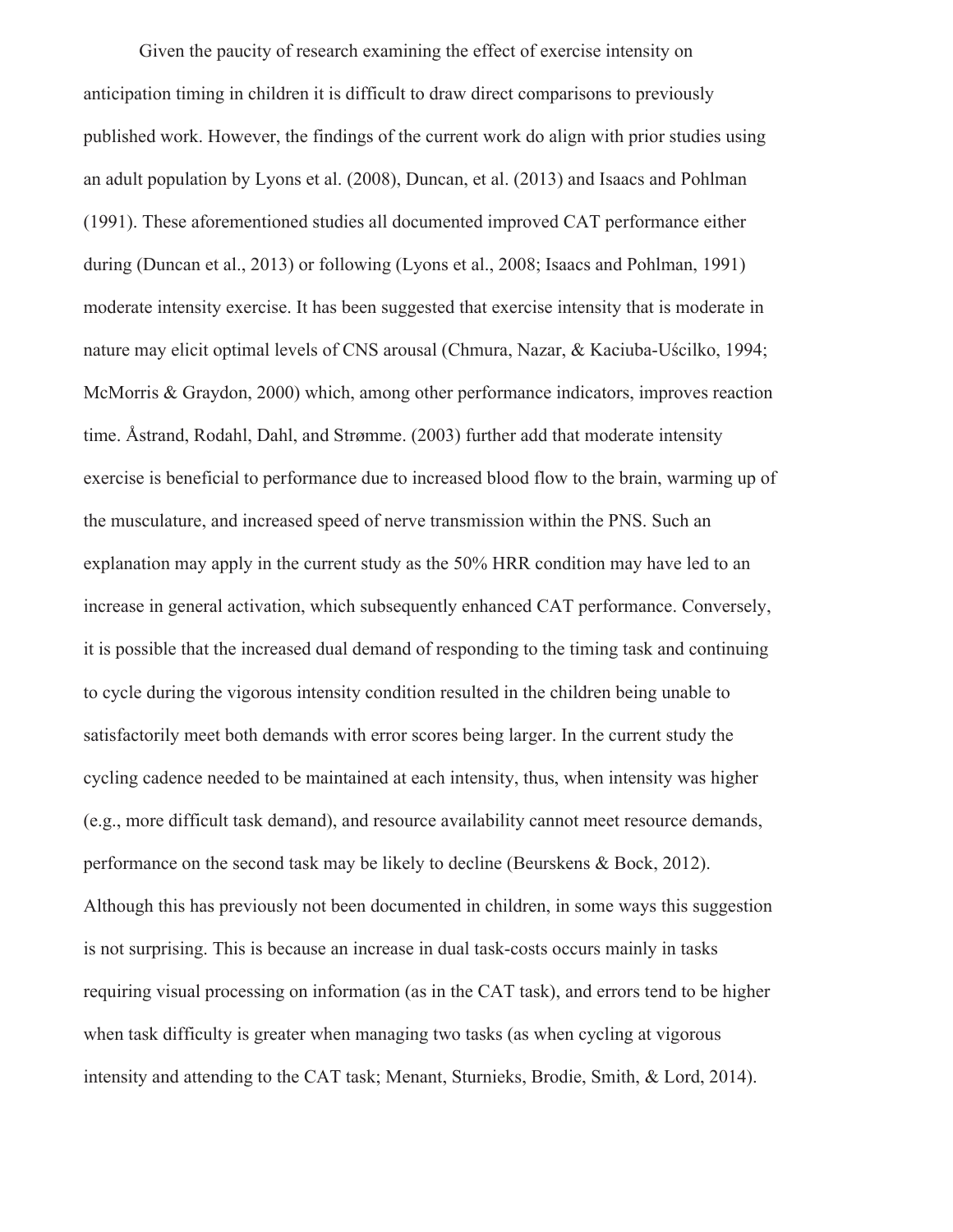Given the paucity of research examining the effect of exercise intensity on anticipation timing in children it is difficult to draw direct comparisons to previously published work. However, the findings of the current work do align with prior studies using an adult population by Lyons et al. (2008), Duncan, et al. (2013) and Isaacs and Pohlman (1991). These aforementioned studies all documented improved CAT performance either during (Duncan et al., 2013) or following (Lyons et al., 2008; Isaacs and Pohlman, 1991) moderate intensity exercise. It has been suggested that exercise intensity that is moderate in nature may elicit optimal levels of CNS arousal (Chmura, Nazar, & Kaciuba-Uścilko, 1994; McMorris & Graydon, 2000) which, among other performance indicators, improves reaction time. Åstrand, Rodahl, Dahl, and Strømme. (2003) further add that moderate intensity exercise is beneficial to performance due to increased blood flow to the brain, warming up of the musculature, and increased speed of nerve transmission within the PNS. Such an explanation may apply in the current study as the 50% HRR condition may have led to an increase in general activation, which subsequently enhanced CAT performance. Conversely, it is possible that the increased dual demand of responding to the timing task and continuing to cycle during the vigorous intensity condition resulted in the children being unable to satisfactorily meet both demands with error scores being larger. In the current study the cycling cadence needed to be maintained at each intensity, thus, when intensity was higher (e.g., more difficult task demand), and resource availability cannot meet resource demands, performance on the second task may be likely to decline (Beurskens & Bock, 2012). Although this has previously not been documented in children, in some ways this suggestion is not surprising. This is because an increase in dual task-costs occurs mainly in tasks requiring visual processing on information (as in the CAT task), and errors tend to be higher when task difficulty is greater when managing two tasks (as when cycling at vigorous intensity and attending to the CAT task; Menant, Sturnieks, Brodie, Smith, & Lord, 2014).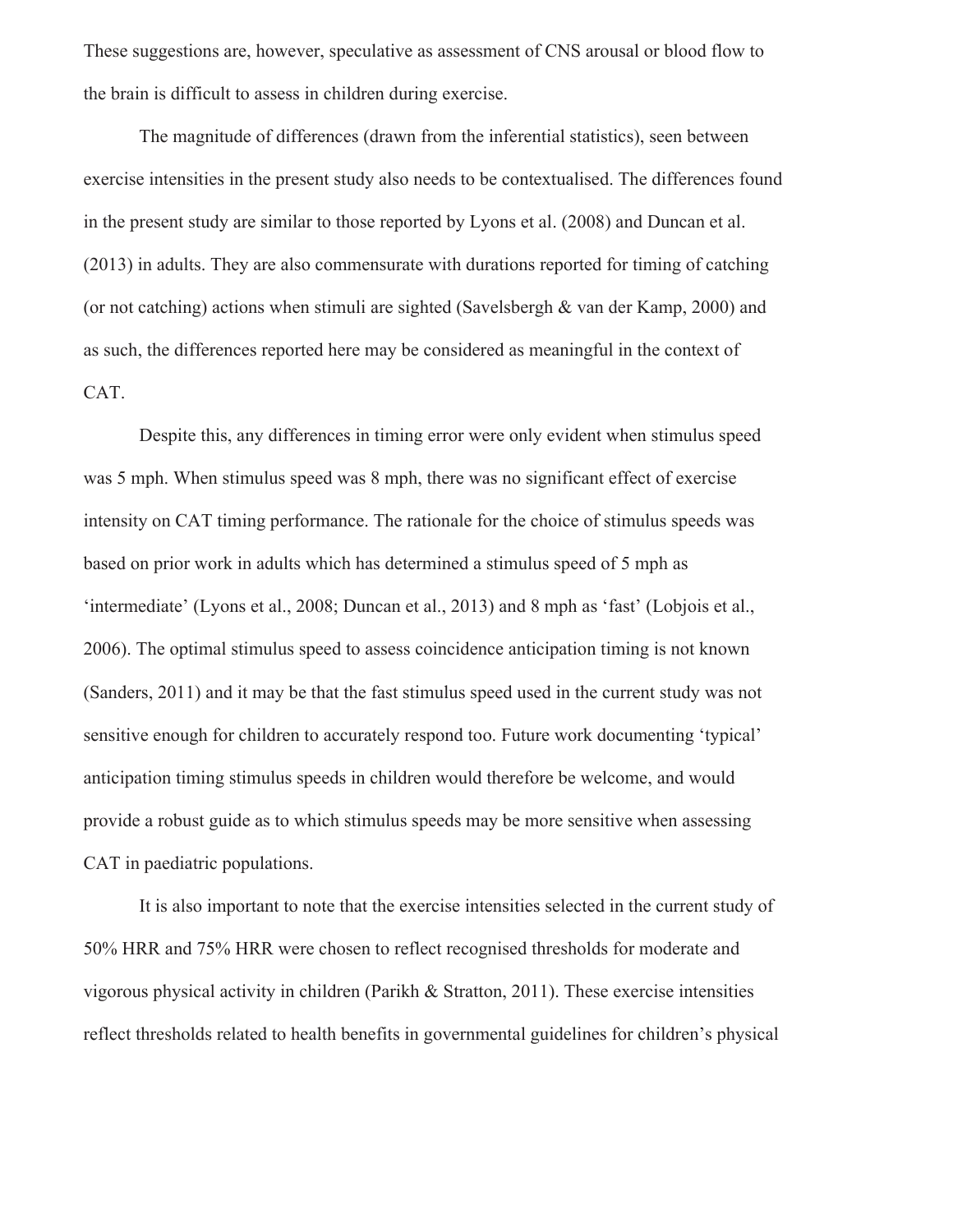These suggestions are, however, speculative as assessment of CNS arousal or blood flow to the brain is difficult to assess in children during exercise.

The magnitude of differences (drawn from the inferential statistics), seen between exercise intensities in the present study also needs to be contextualised. The differences found in the present study are similar to those reported by Lyons et al. (2008) and Duncan et al. (2013) in adults. They are also commensurate with durations reported for timing of catching (or not catching) actions when stimuli are sighted (Savelsbergh & van der Kamp, 2000) and as such, the differences reported here may be considered as meaningful in the context of CAT.

Despite this, any differences in timing error were only evident when stimulus speed was 5 mph. When stimulus speed was 8 mph, there was no significant effect of exercise intensity on CAT timing performance. The rationale for the choice of stimulus speeds was based on prior work in adults which has determined a stimulus speed of 5 mph as 'intermediate' (Lyons et al., 2008; Duncan et al., 2013) and 8 mph as 'fast' (Lobjois et al., 2006). The optimal stimulus speed to assess coincidence anticipation timing is not known (Sanders, 2011) and it may be that the fast stimulus speed used in the current study was not sensitive enough for children to accurately respond too. Future work documenting 'typical' anticipation timing stimulus speeds in children would therefore be welcome, and would provide a robust guide as to which stimulus speeds may be more sensitive when assessing CAT in paediatric populations.

It is also important to note that the exercise intensities selected in the current study of 50% HRR and 75% HRR were chosen to reflect recognised thresholds for moderate and vigorous physical activity in children (Parikh & Stratton, 2011). These exercise intensities reflect thresholds related to health benefits in governmental guidelines for children's physical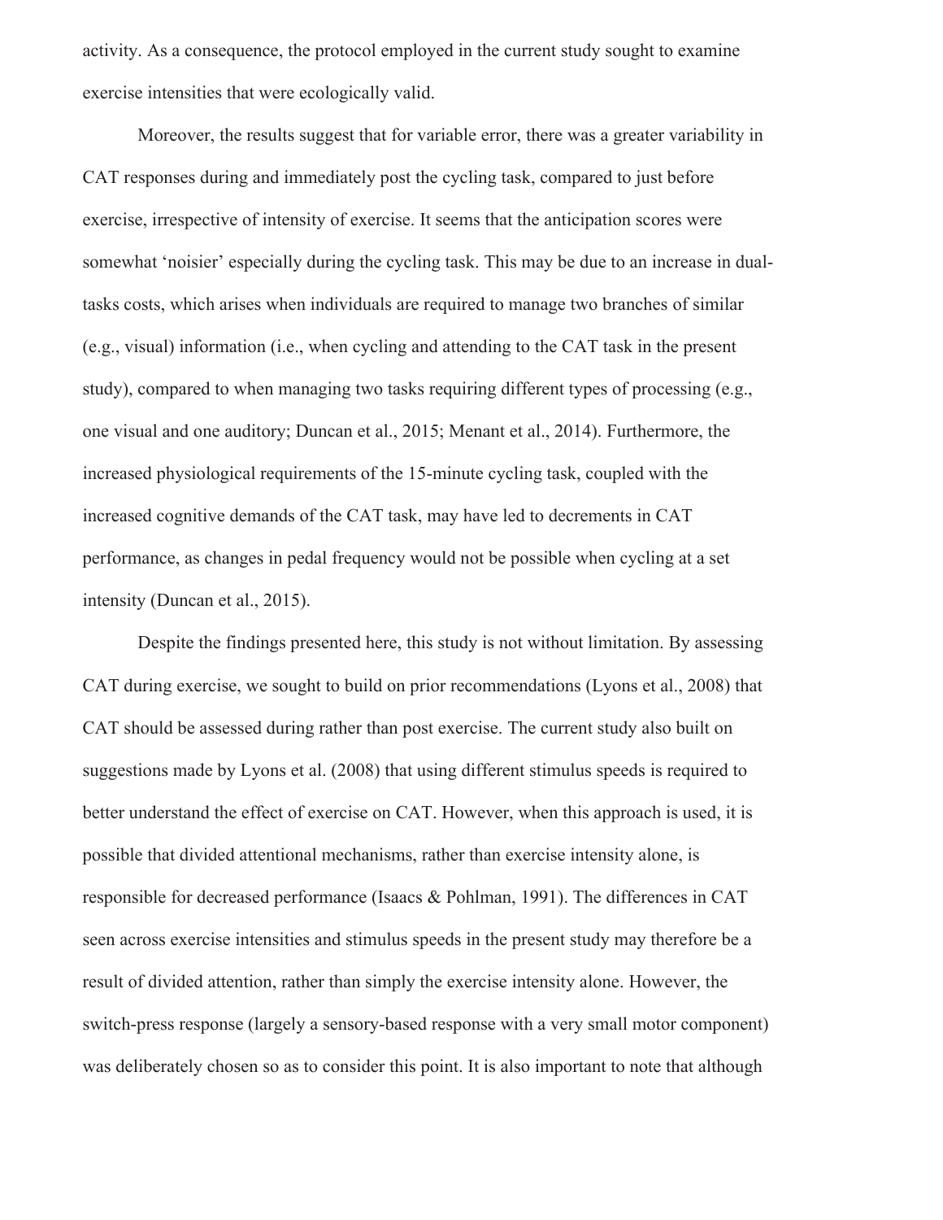activity. As a consequence, the protocol employed in the current study sought to examine exercise intensities that were ecologically valid.

Moreover, the results suggest that for variable error, there was a greater variability in CAT responses during and immediately post the cycling task, compared to just before exercise, irrespective of intensity of exercise. It seems that the anticipation scores were somewhat 'noisier' especially during the cycling task. This may be due to an increase in dual-tasks costs, which arises when individuals are required to manage two branches of similar (e.g., visual) information (i.e., when cycling and attending to the CAT task in the present study), compared to when managing two tasks requiring different types of processing (e.g., one visual and one auditory; Duncan et al., 2015; Menant et al., 2014). Furthermore, the increased physiological requirements of the 15-minute cycling task, coupled with the increased cognitive demands of the CAT task, may have led to decrements in CAT performance, as changes in pedal frequency would not be possible when cycling at a set intensity (Duncan et al., 2015).

Despite the findings presented here, this study is not without limitation. By assessing CAT during exercise, we sought to build on prior recommendations (Lyons et al., 2008) that CAT should be assessed during rather than post exercise. The current study also built on suggestions made by Lyons et al. (2008) that using different stimulus speeds is required to better understand the effect of exercise on CAT. However, when this approach is used, it is possible that divided attentional mechanisms, rather than exercise intensity alone, is responsible for decreased performance (Isaacs & Pohlman, 1991). The differences in CAT seen across exercise intensities and stimulus speeds in the present study may therefore be a result of divided attention, rather than simply the exercise intensity alone. However, the switch-press response (largely a sensory-based response with a very small motor component) was deliberately chosen so as to consider this point. It is also important to note that although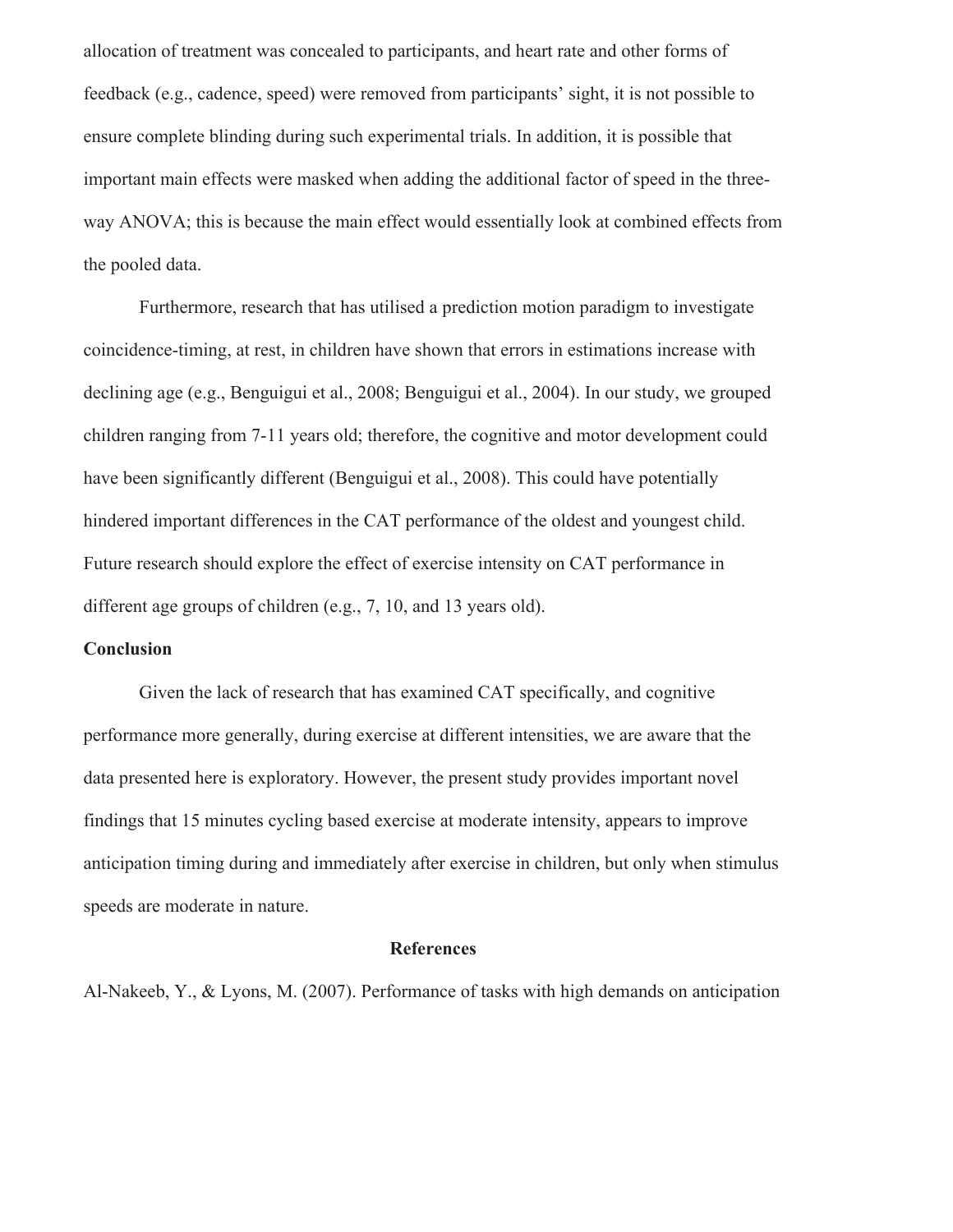allocation of treatment was concealed to participants, and heart rate and other forms of feedback (e.g., cadence, speed) were removed from participants' sight, it is not possible to ensure complete blinding during such experimental trials. In addition, it is possible that important main effects were masked when adding the additional factor of speed in the three-way ANOVA; this is because the main effect would essentially look at combined effects from the pooled data.

Furthermore, research that has utilised a prediction motion paradigm to investigate coincidence-timing, at rest, in children have shown that errors in estimations increase with declining age (e.g., Benguigui et al., 2008; Benguigui et al., 2004). In our study, we grouped children ranging from 7-11 years old; therefore, the cognitive and motor development could have been significantly different (Benguigui et al., 2008). This could have potentially hindered important differences in the CAT performance of the oldest and youngest child. Future research should explore the effect of exercise intensity on CAT performance in different age groups of children (e.g., 7, 10, and 13 years old).

**Conclusion**

Given the lack of research that has examined CAT specifically, and cognitive performance more generally, during exercise at different intensities, we are aware that the data presented here is exploratory. However, the present study provides important novel findings that 15 minutes cycling based exercise at moderate intensity, appears to improve anticipation timing during and immediately after exercise in children, but only when stimulus speeds are moderate in nature.

**References**

Al-Nakeeb, Y., & Lyons, M. (2007). Performance of tasks with high demands on anticipation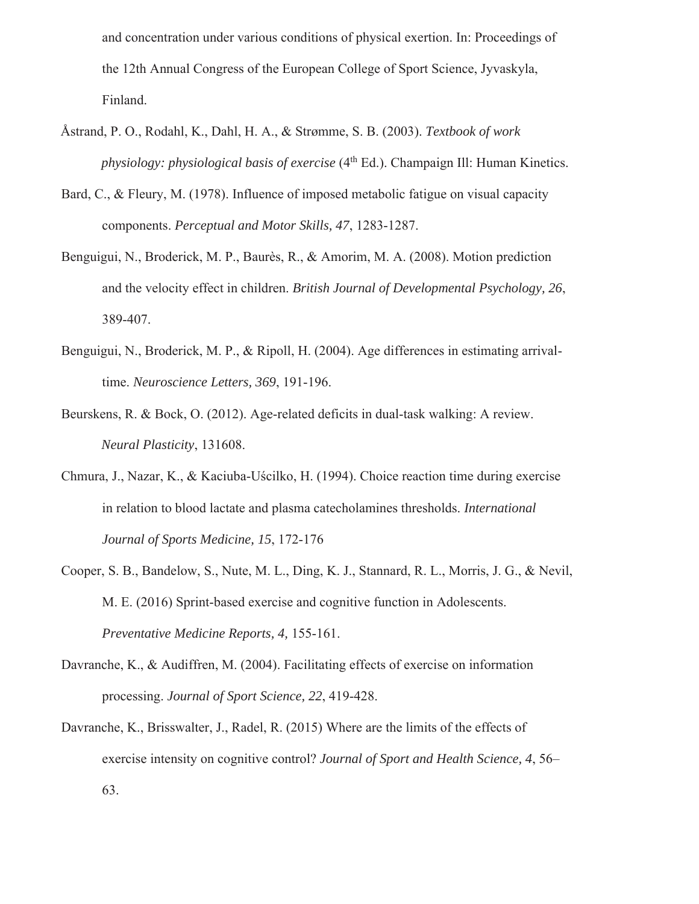and concentration under various conditions of physical exertion. In: Proceedings of the 12th Annual Congress of the European College of Sport Science, Jyvaskyla, Finland.

Åstrand, P. O., Rodahl, K., Dahl, H. A., & Strømme, S. B. (2003). *Textbook of work physiology: physiological basis of exercise* (4th Ed.). Champaign Ill: Human Kinetics.

Bard, C., & Fleury, M. (1978). Influence of imposed metabolic fatigue on visual capacity components. *Perceptual and Motor Skills, 47*, 1283-1287.

Benguigui, N., Broderick, M. P., Baurès, R., & Amorim, M. A. (2008). Motion prediction and the velocity effect in children. *British Journal of Developmental Psychology, 26*, 389-407.

Benguigui, N., Broderick, M. P., & Ripoll, H. (2004). Age differences in estimating arrival-time. *Neuroscience Letters, 369*, 191-196.

Beurskens, R. & Bock, O. (2012). Age-related deficits in dual-task walking: A review. *Neural Plasticity*, 131608.

Chmura, J., Nazar, K., & Kaciuba-Uścilko, H. (1994). Choice reaction time during exercise in relation to blood lactate and plasma catecholamines thresholds. *International Journal of Sports Medicine, 15*, 172-176

Cooper, S. B., Bandelow, S., Nute, M. L., Ding, K. J., Stannard, R. L., Morris, J. G., & Nevil, M. E. (2016) Sprint-based exercise and cognitive function in Adolescents. *Preventative Medicine Reports, 4,* 155-161.

Davranche, K., & Audiffren, M. (2004). Facilitating effects of exercise on information processing. *Journal of Sport Science, 22*, 419-428.

Davranche, K., Brisswalter, J., Radel, R. (2015) Where are the limits of the effects of exercise intensity on cognitive control? *Journal of Sport and Health Science, 4*, 56–63.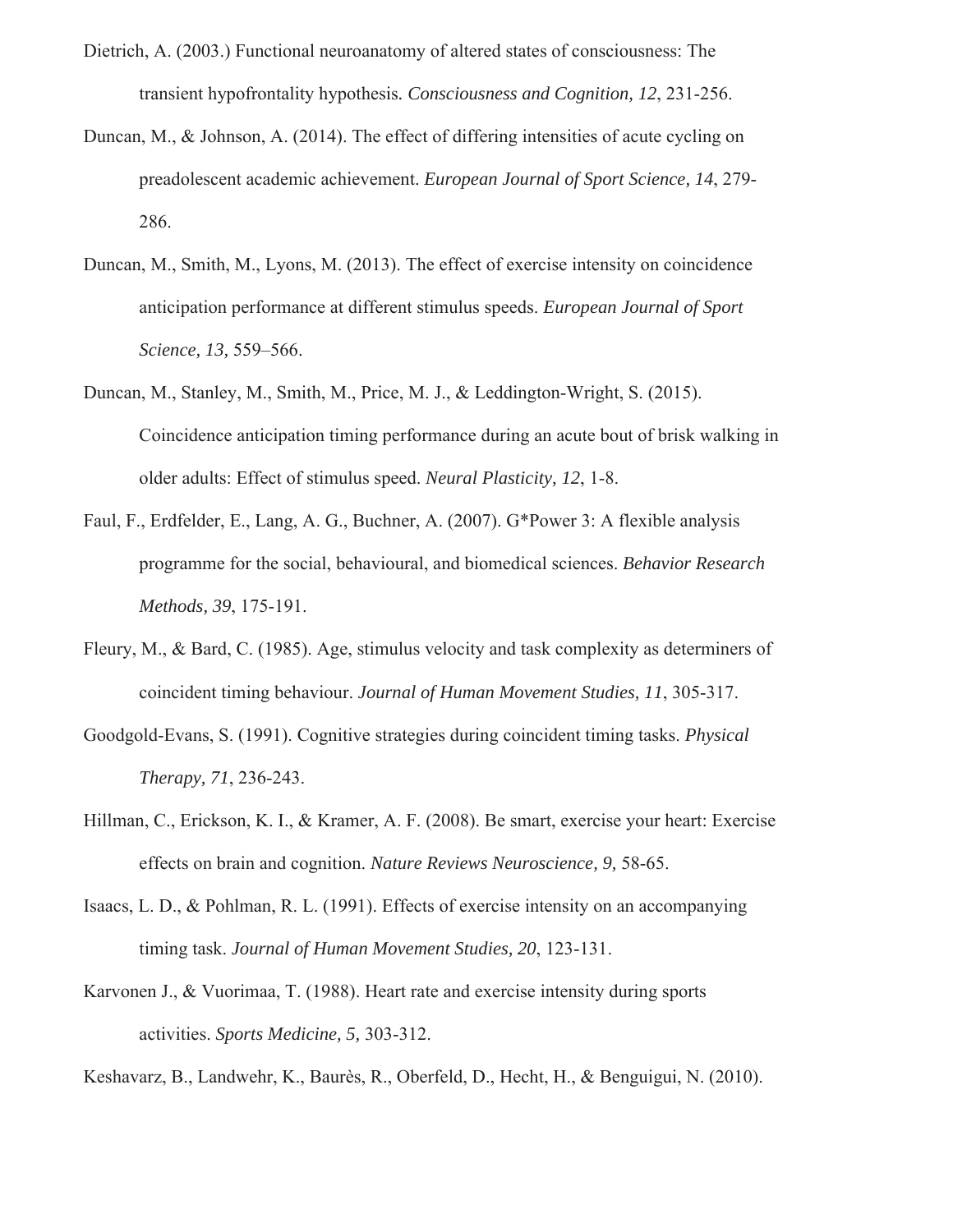Dietrich, A. (2003.) Functional neuroanatomy of altered states of consciousness: The transient hypofrontality hypothesis. *Consciousness and Cognition, 12*, 231-256.

Duncan, M., & Johnson, A. (2014). The effect of differing intensities of acute cycling on preadolescent academic achievement. *European Journal of Sport Science, 14*, 279-286.

Duncan, M., Smith, M., Lyons, M. (2013). The effect of exercise intensity on coincidence anticipation performance at different stimulus speeds. *European Journal of Sport Science, 13,* 559–566.

Duncan, M., Stanley, M., Smith, M., Price, M. J., & Leddington-Wright, S. (2015). Coincidence anticipation timing performance during an acute bout of brisk walking in older adults: Effect of stimulus speed. *Neural Plasticity, 12*, 1-8.

Faul, F., Erdfelder, E., Lang, A. G., Buchner, A. (2007). G*Power 3: A flexible analysis programme for the social, behavioural, and biomedical sciences. *Behavior Research Methods, 39*, 175-191.

Fleury, M., & Bard, C. (1985). Age, stimulus velocity and task complexity as determiners of coincident timing behaviour. *Journal of Human Movement Studies, 11*, 305-317.

Goodgold-Evans, S. (1991). Cognitive strategies during coincident timing tasks. *Physical Therapy, 71*, 236-243.

Hillman, C., Erickson, K. I., & Kramer, A. F. (2008). Be smart, exercise your heart: Exercise effects on brain and cognition. *Nature Reviews Neuroscience, 9,* 58-65.

Isaacs, L. D., & Pohlman, R. L. (1991). Effects of exercise intensity on an accompanying timing task. *Journal of Human Movement Studies, 20*, 123-131.

Karvonen J., & Vuorimaa, T. (1988). Heart rate and exercise intensity during sports activities. *Sports Medicine, 5,* 303-312.

Keshavarz, B., Landwehr, K., Baurès, R., Oberfeld, D., Hecht, H., & Benguigui, N. (2010).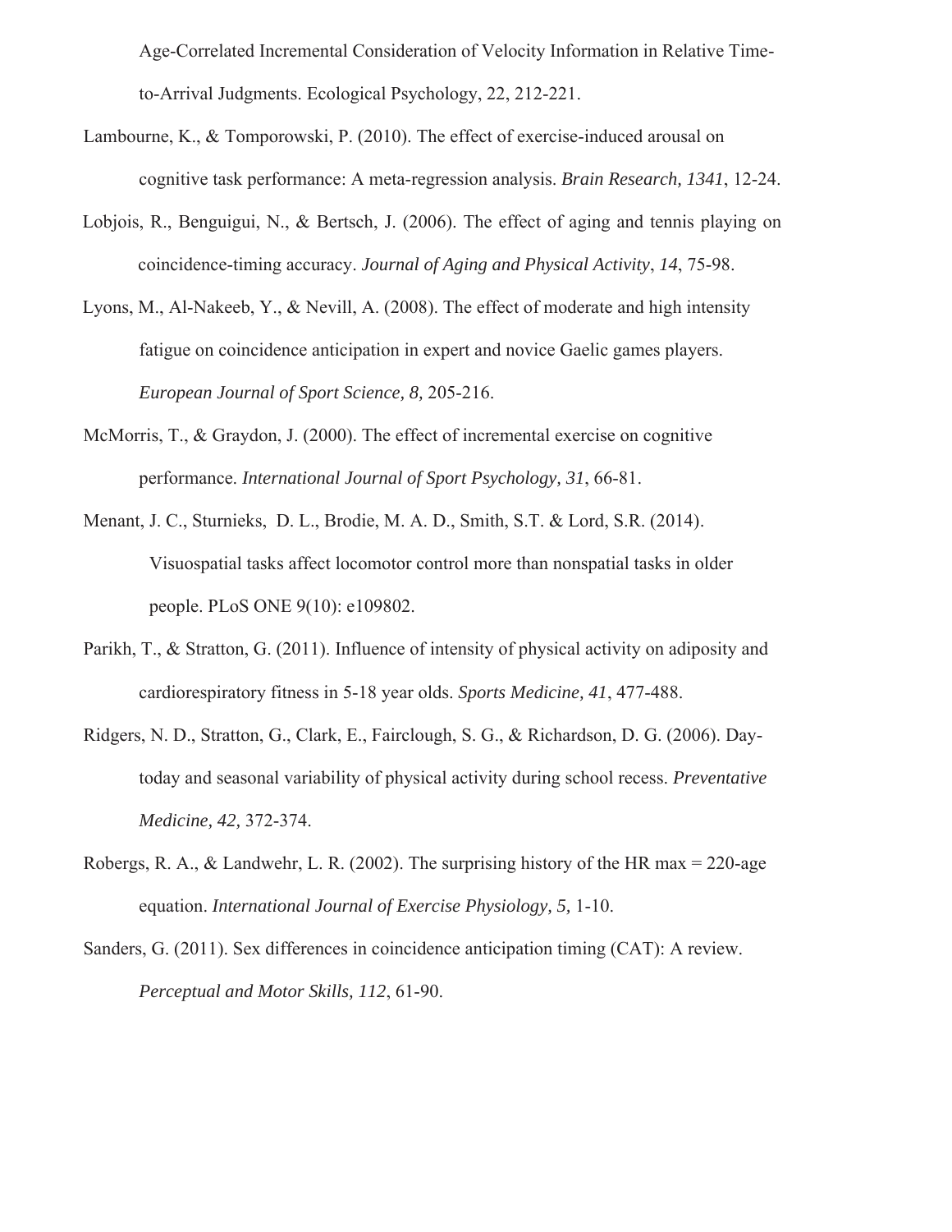Age-Correlated Incremental Consideration of Velocity Information in Relative Time-to-Arrival Judgments. Ecological Psychology, 22, 212-221.

Lambourne, K., & Tomporowski, P. (2010). The effect of exercise-induced arousal on cognitive task performance: A meta-regression analysis. *Brain Research, 1341*, 12-24.

Lobjois, R., Benguigui, N., & Bertsch, J. (2006). The effect of aging and tennis playing on coincidence-timing accuracy. *Journal of Aging and Physical Activity*, *14*, 75-98.

Lyons, M., Al-Nakeeb, Y., & Nevill, A. (2008). The effect of moderate and high intensity fatigue on coincidence anticipation in expert and novice Gaelic games players. *European Journal of Sport Science, 8,* 205-216.

McMorris, T., & Graydon, J. (2000). The effect of incremental exercise on cognitive performance. *International Journal of Sport Psychology, 31*, 66-81.

Menant, J. C., Sturnieks, D. L., Brodie, M. A. D., Smith, S.T. & Lord, S.R. (2014). Visuospatial tasks affect locomotor control more than nonspatial tasks in older people. PLoS ONE 9(10): e109802.

Parikh, T., & Stratton, G. (2011). Influence of intensity of physical activity on adiposity and cardiorespiratory fitness in 5-18 year olds. *Sports Medicine, 41*, 477-488.

Ridgers, N. D., Stratton, G., Clark, E., Fairclough, S. G., & Richardson, D. G. (2006). Day-today and seasonal variability of physical activity during school recess. *Preventative Medicine, 42,* 372-374.

Robergs, R. A., & Landwehr, L. R. (2002). The surprising history of the HR max = 220-age equation. *International Journal of Exercise Physiology, 5,* 1-10.

Sanders, G. (2011). Sex differences in coincidence anticipation timing (CAT): A review. *Perceptual and Motor Skills, 112*, 61-90.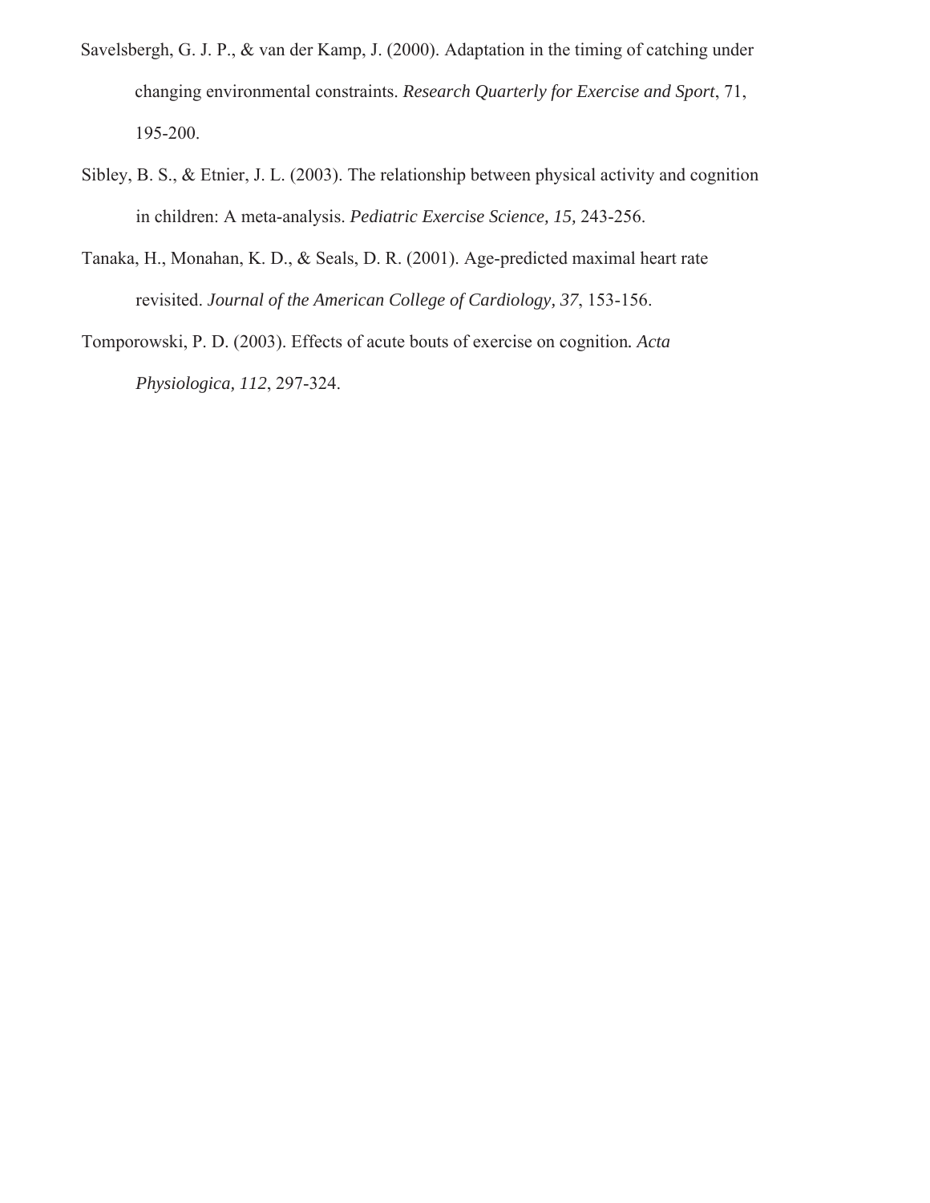Savelsbergh, G. J. P., & van der Kamp, J. (2000). Adaptation in the timing of catching under changing environmental constraints. *Research Quarterly for Exercise and Sport*, 71, 195-200.

Sibley, B. S., & Etnier, J. L. (2003). The relationship between physical activity and cognition in children: A meta-analysis. *Pediatric Exercise Science, 15*, 243-256.

Tanaka, H., Monahan, K. D., & Seals, D. R. (2001). Age-predicted maximal heart rate revisited. *Journal of the American College of Cardiology, 37*, 153-156.

Tomporowski, P. D. (2003). Effects of acute bouts of exercise on cognition. *Acta Physiologica, 112*, 297-324.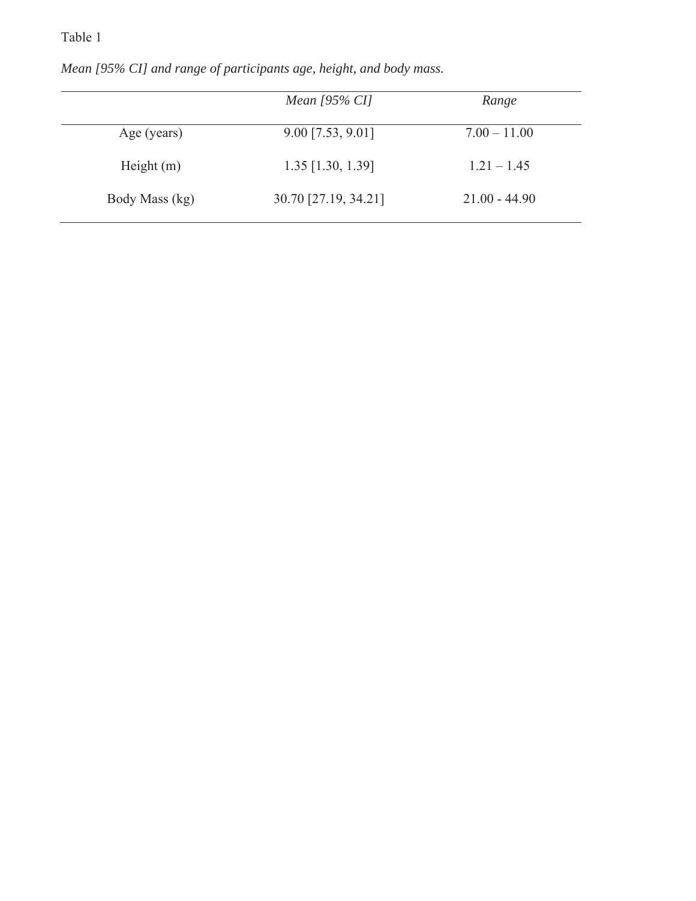Table 1

*Mean [95% CI] and range of participants age, height, and body mass.*

| | *Mean [95% CI]* | *Range* |
|---|---|---|
| Age (years) | 9.00 [7.53, 9.01] | 7.00 – 11.00 |
| Height (m) | 1.35 [1.30, 1.39] | 1.21 – 1.45 |
| Body Mass (kg) | 30.70 [27.19, 34.21] | 21.00 - 44.90 |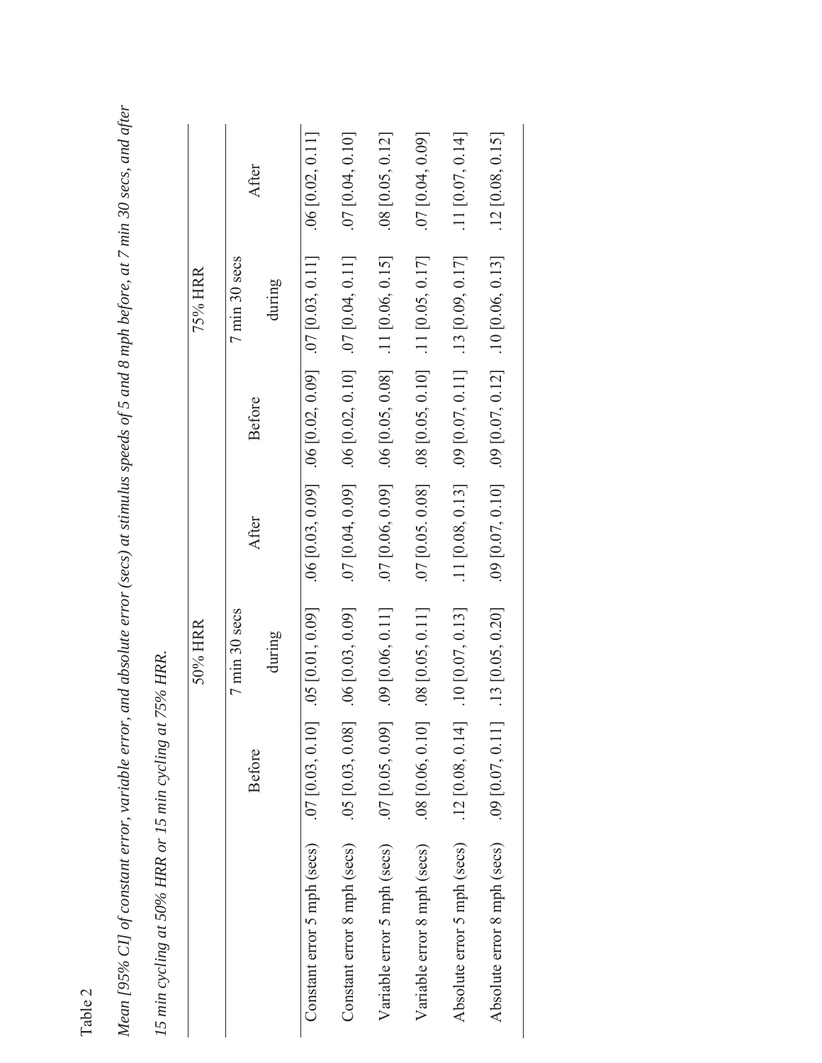Table 2

*Mean [95% CI] of constant error, variable error, and absolute error (secs) at stimulus speeds of 5 and 8 mph before, at 7 min 30 secs, and after 15 min cycling at 50% HRR or 15 min cycling at 75% HRR.*

| | 50% HRR | | | 75% HRR | | |
|---|---|---|---|---|---|---|
| | Before | 7 min 30 secs during | After | Before | 7 min 30 secs during | After |
| Constant error 5 mph (secs) | .07 [0.03, 0.10] | .05 [0.01, 0.09] | .06 [0.03, 0.09] | .06 [0.02, 0.09] | .07 [0.03, 0.11] | .06 [0.02, 0.11] |
| Constant error 8 mph (secs) | .05 [0.03, 0.08] | .06 [0.03, 0.09] | .07 [0.04, 0.09] | .06 [0.02, 0.10] | .07 [0.04, 0.11] | .07 [0.04, 0.10] |
| Variable error 5 mph (secs) | .07 [0.05, 0.09] | .09 [0.06, 0.11] | .07 [0.06, 0.09] | .06 [0.05, 0.08] | .11 [0.06, 0.15] | .08 [0.05, 0.12] |
| Variable error 8 mph (secs) | .08 [0.06, 0.10] | .08 [0.05, 0.11] | .07 [0.05. 0.08] | .08 [0.05, 0.10] | .11 [0.05, 0.17] | .07 [0.04, 0.09] |
| Absolute error 5 mph (secs) | .12 [0.08, 0.14] | .10 [0.07, 0.13] | .11 [0.08, 0.13] | .09 [0.07, 0.11] | .13 [0.09, 0.17] | .11 [0.07, 0.14] |
| Absolute error 8 mph (secs) | .09 [0.07, 0.11] | .13 [0.05, 0.20] | .09 [0.07, 0.10] | .09 [0.07, 0.12] | .10 [0.06, 0.13] | .12 [0.08, 0.15] |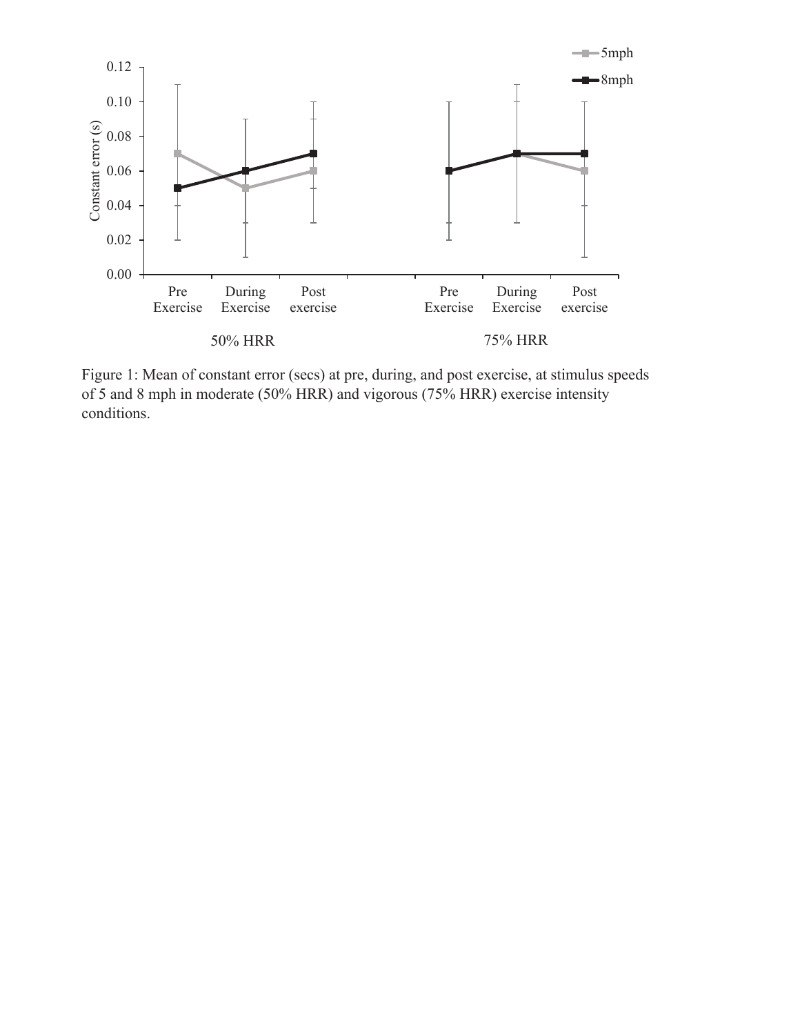Figure 1: Mean of constant error (secs) at pre, during, and post exercise, at stimulus speeds of 5 and 8 mph in moderate (50% HRR) and vigorous (75% HRR) exercise intensity conditions.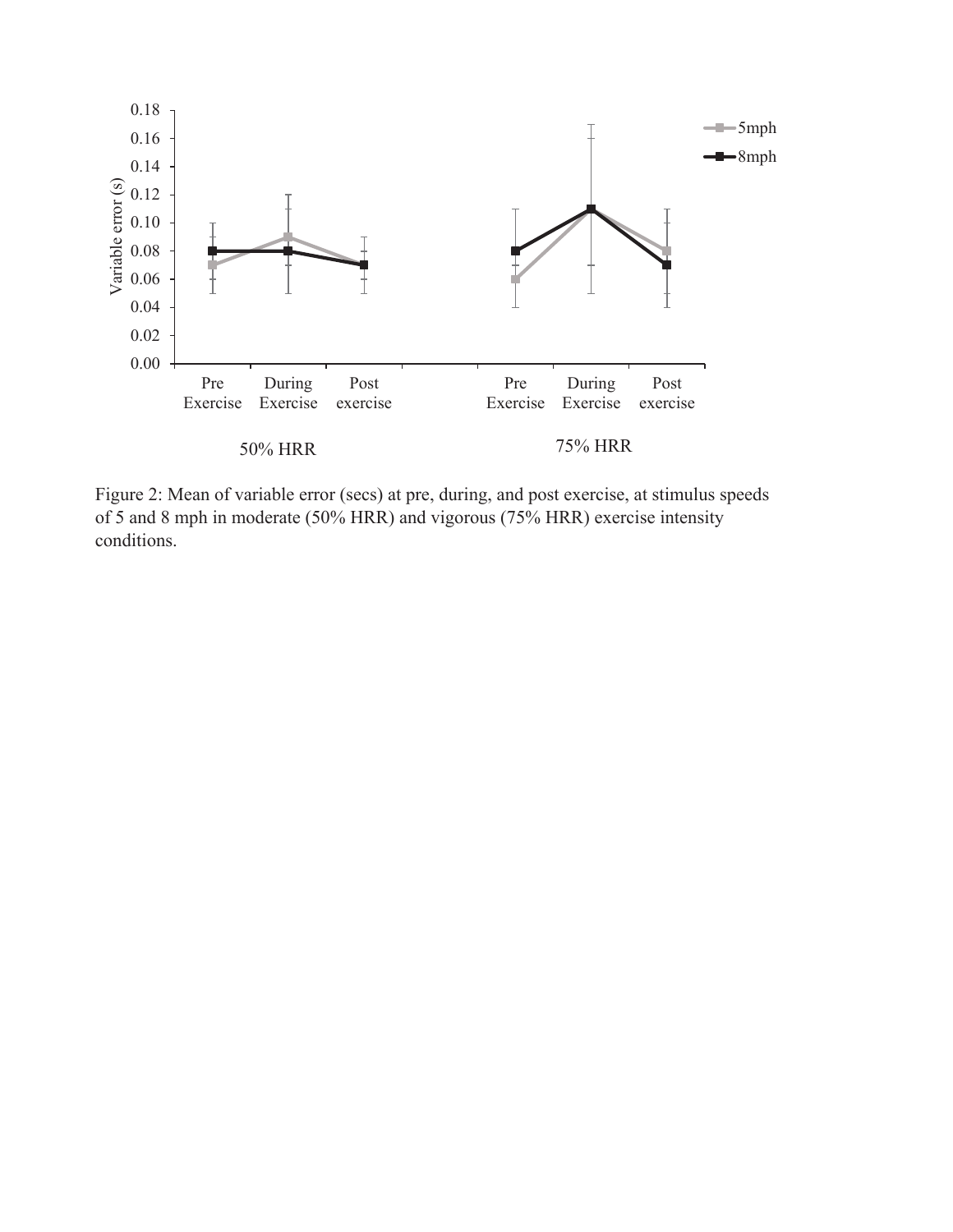Figure 2: Mean of variable error (secs) at pre, during, and post exercise, at stimulus speeds of 5 and 8 mph in moderate (50% HRR) and vigorous (75% HRR) exercise intensity conditions.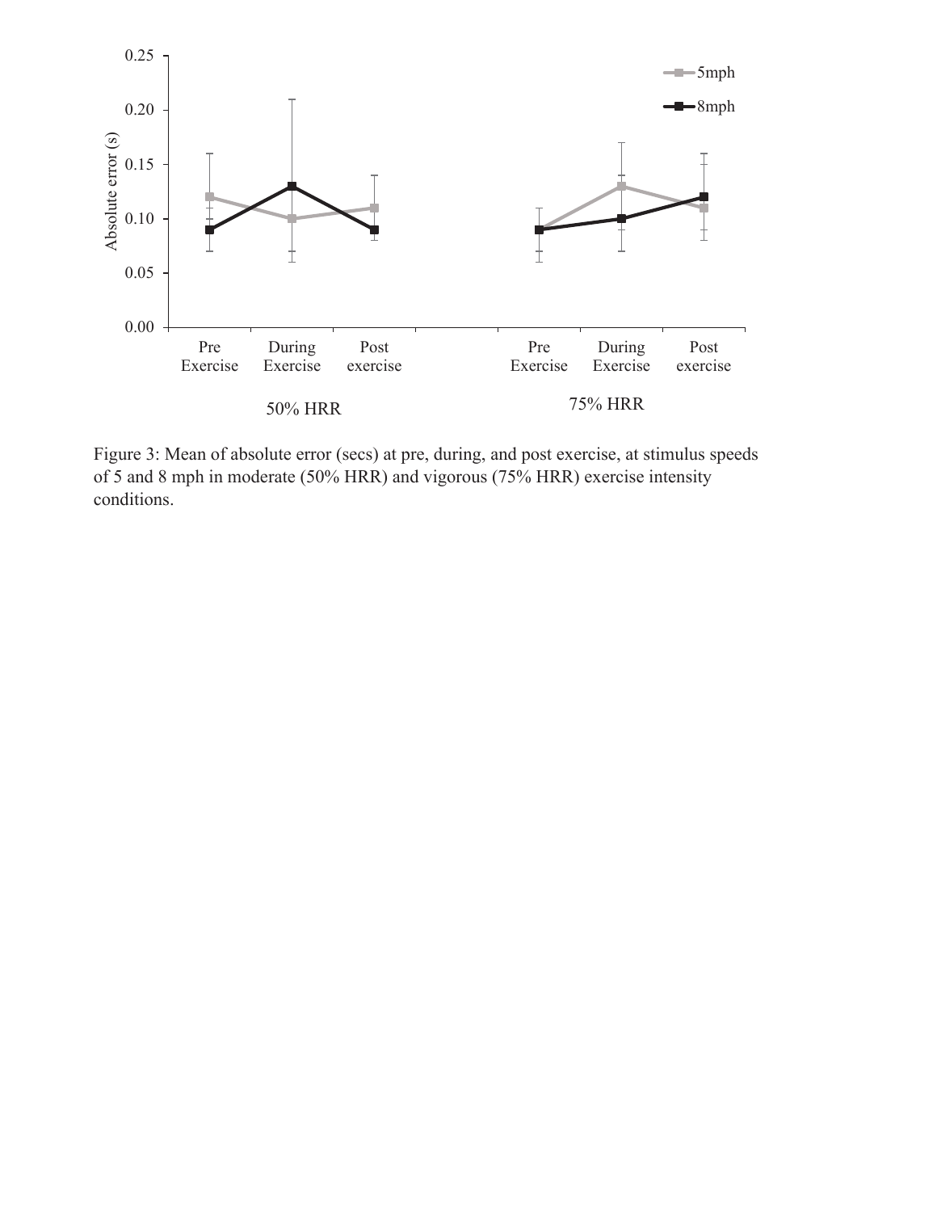0.25
0.20
0.15
0.10
0.05
0.00

Absolute error (s)

5mph
8mph

Pre Exercise
During Exercise
Post exercise

Pre Exercise
During Exercise
Post exercise

50% HRR

75% HRR

Figure 3: Mean of absolute error (secs) at pre, during, and post exercise, at stimulus speeds of 5 and 8 mph in moderate (50% HRR) and vigorous (75% HRR) exercise intensity conditions.